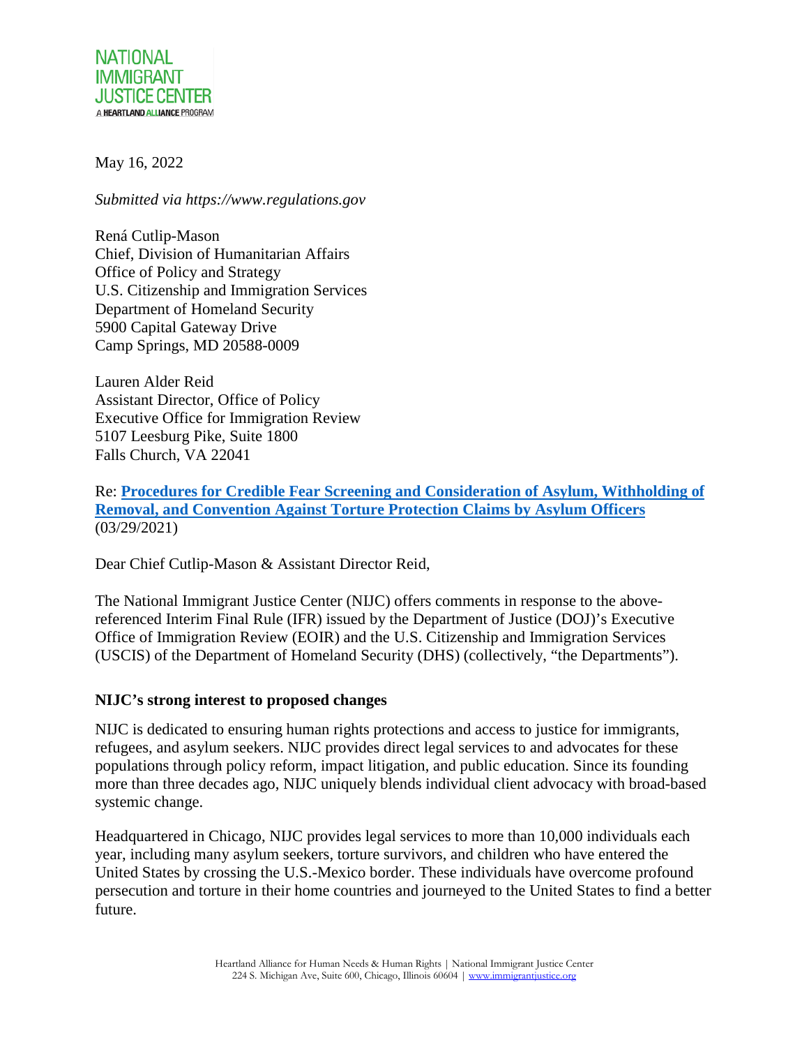NATIONAL
IMMIGRANT
JUSTICE CENTER
A HEARTLAND ALLIANCE PROGRAM

May 16, 2022

*Submitted via https://www.regulations.gov*

René Cutlip-Mason
Chief, Division of Humanitarian Affairs
Office of Policy and Strategy
U.S. Citizenship and Immigration Services
Department of Homeland Security
5900 Capital Gateway Drive
Camp Springs, MD 20588-0009

Lauren Alder Reid
Assistant Director, Office of Policy
Executive Office for Immigration Review
5107 Leesburg Pike, Suite 1800
Falls Church, VA 22041

Re: **Procedures for Credible Fear Screening and Consideration of Asylum, Withholding of Removal, and Convention Against Torture Protection Claims by Asylum Officers** (03/29/2021)

Dear Chief Cutlip-Mason & Assistant Director Reid,

The National Immigrant Justice Center (NIJC) offers comments in response to the above-referenced Interim Final Rule (IFR) issued by the Department of Justice (DOJ)'s Executive Office of Immigration Review (EOIR) and the U.S. Citizenship and Immigration Services (USCIS) of the Department of Homeland Security (DHS) (collectively, "the Departments").

**NIJC's strong interest to proposed changes**

NIJC is dedicated to ensuring human rights protections and access to justice for immigrants, refugees, and asylum seekers. NIJC provides direct legal services to and advocates for these populations through policy reform, impact litigation, and public education. Since its founding more than three decades ago, NIJC uniquely blends individual client advocacy with broad-based systemic change.

Headquartered in Chicago, NIJC provides legal services to more than 10,000 individuals each year, including many asylum seekers, torture survivors, and children who have entered the United States by crossing the U.S.-Mexico border. These individuals have overcome profound persecution and torture in their home countries and journeyed to the United States to find a better future.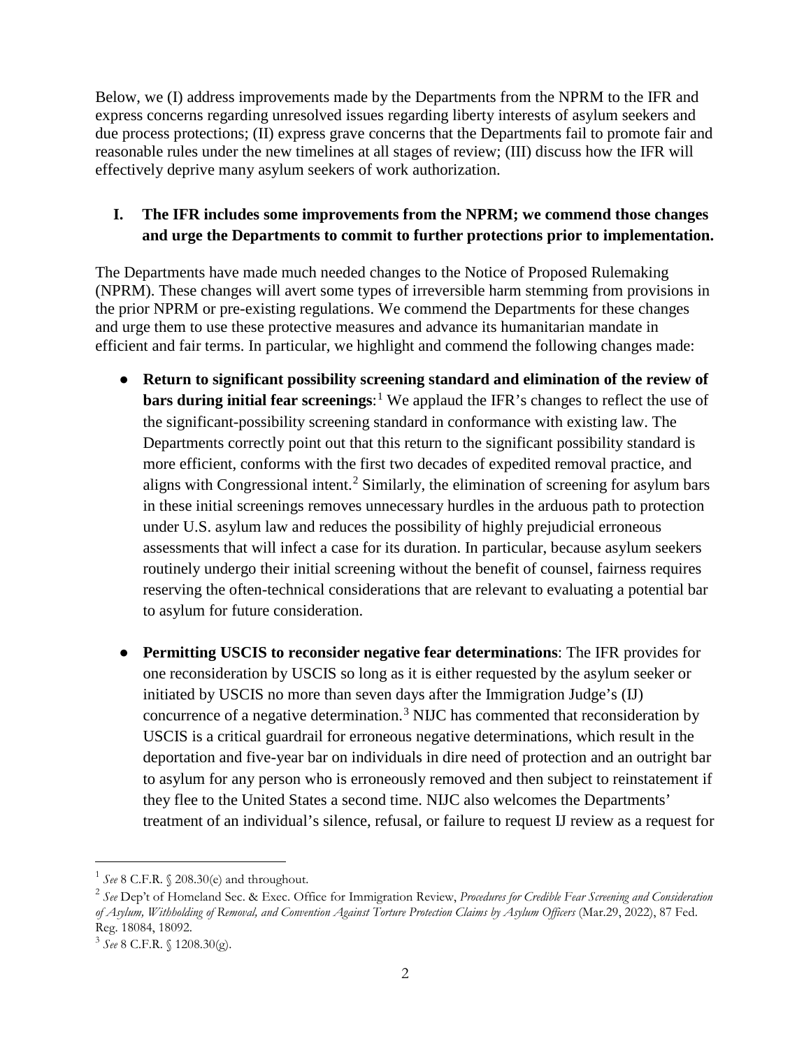Below, we (I) address improvements made by the Departments from the NPRM to the IFR and express concerns regarding unresolved issues regarding liberty interests of asylum seekers and due process protections; (II) express grave concerns that the Departments fail to promote fair and reasonable rules under the new timelines at all stages of review; (III) discuss how the IFR will effectively deprive many asylum seekers of work authorization.

## I. The IFR includes some improvements from the NPRM; we commend those changes and urge the Departments to commit to further protections prior to implementation.

The Departments have made much needed changes to the Notice of Proposed Rulemaking (NPRM). These changes will avert some types of irreversible harm stemming from provisions in the prior NPRM or pre-existing regulations. We commend the Departments for these changes and urge them to use these protective measures and advance its humanitarian mandate in efficient and fair terms. In particular, we highlight and commend the following changes made:

- **Return to significant possibility screening standard and elimination of the review of bars during initial fear screenings**:[1] We applaud the IFR's changes to reflect the use of the significant-possibility screening standard in conformance with existing law. The Departments correctly point out that this return to the significant possibility standard is more efficient, conforms with the first two decades of expedited removal practice, and aligns with Congressional intent.[2] Similarly, the elimination of screening for asylum bars in these initial screenings removes unnecessary hurdles in the arduous path to protection under U.S. asylum law and reduces the possibility of highly prejudicial erroneous assessments that will infect a case for its duration. In particular, because asylum seekers routinely undergo their initial screening without the benefit of counsel, fairness requires reserving the often-technical considerations that are relevant to evaluating a potential bar to asylum for future consideration.

- **Permitting USCIS to reconsider negative fear determinations**: The IFR provides for one reconsideration by USCIS so long as it is either requested by the asylum seeker or initiated by USCIS no more than seven days after the Immigration Judge's (IJ) concurrence of a negative determination.[3] NIJC has commented that reconsideration by USCIS is a critical guardrail for erroneous negative determinations, which result in the deportation and five-year bar on individuals in dire need of protection and an outright bar to asylum for any person who is erroneously removed and then subject to reinstatement if they flee to the United States a second time. NIJC also welcomes the Departments' treatment of an individual's silence, refusal, or failure to request IJ review as a request for

---

[1] *See* 8 C.F.R. § 208.30(e) and throughout.

[2] *See* Dep't of Homeland Sec. & Exec. Office for Immigration Review, *Procedures for Credible Fear Screening and Consideration of Asylum, Withholding of Removal, and Convention Against Torture Protection Claims by Asylum Officers* (Mar.29, 2022), 87 Fed. Reg. 18084, 18092.

[3] *See* 8 C.F.R. § 1208.30(g).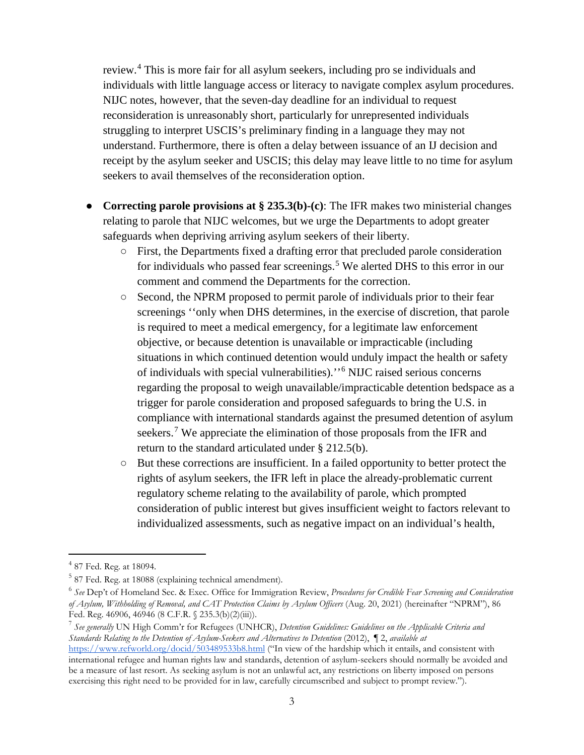review.[4] This is more fair for all asylum seekers, including pro se individuals and individuals with little language access or literacy to navigate complex asylum procedures. NIJC notes, however, that the seven-day deadline for an individual to request reconsideration is unreasonably short, particularly for unrepresented individuals struggling to interpret USCIS's preliminary finding in a language they may not understand. Furthermore, there is often a delay between issuance of an IJ decision and receipt by the asylum seeker and USCIS; this delay may leave little to no time for asylum seekers to avail themselves of the reconsideration option.

- **Correcting parole provisions at § 235.3(b)-(c)**: The IFR makes two ministerial changes relating to parole that NIJC welcomes, but we urge the Departments to adopt greater safeguards when depriving arriving asylum seekers of their liberty.
  - First, the Departments fixed a drafting error that precluded parole consideration for individuals who passed fear screenings.[5] We alerted DHS to this error in our comment and commend the Departments for the correction.
  - Second, the NPRM proposed to permit parole of individuals prior to their fear screenings ''only when DHS determines, in the exercise of discretion, that parole is required to meet a medical emergency, for a legitimate law enforcement objective, or because detention is unavailable or impracticable (including situations in which continued detention would unduly impact the health or safety of individuals with special vulnerabilities).''[6] NIJC raised serious concerns regarding the proposal to weigh unavailable/impracticable detention bedspace as a trigger for parole consideration and proposed safeguards to bring the U.S. in compliance with international standards against the presumed detention of asylum seekers.[7] We appreciate the elimination of those proposals from the IFR and return to the standard articulated under § 212.5(b).
  - But these corrections are insufficient. In a failed opportunity to better protect the rights of asylum seekers, the IFR left in place the already-problematic current regulatory scheme relating to the availability of parole, which prompted consideration of public interest but gives insufficient weight to factors relevant to individualized assessments, such as negative impact on an individual's health,

---

[4] 87 Fed. Reg. at 18094.

[5] 87 Fed. Reg. at 18088 (explaining technical amendment).

[6] *See* Dep't of Homeland Sec. & Exec. Office for Immigration Review, *Procedures for Credible Fear Screening and Consideration of Asylum, Withholding of Removal, and CAT Protection Claims by Asylum Officers* (Aug. 20, 2021) (hereinafter "NPRM"), 86 Fed. Reg. 46906, 46946 (8 C.F.R. § 235.3(b)(2)(iii)).

[7] *See generally* UN High Comm'r for Refugees (UNHCR), *Detention Guidelines: Guidelines on the Applicable Criteria and Standards Relating to the Detention of Asylum-Seekers and Alternatives to Detention* (2012), ¶ 2, *available at* https://www.refworld.org/docid/503489533b8.html ("In view of the hardship which it entails, and consistent with international refugee and human rights law and standards, detention of asylum-seekers should normally be avoided and be a measure of last resort. As seeking asylum is not an unlawful act, any restrictions on liberty imposed on persons exercising this right need to be provided for in law, carefully circumscribed and subject to prompt review.").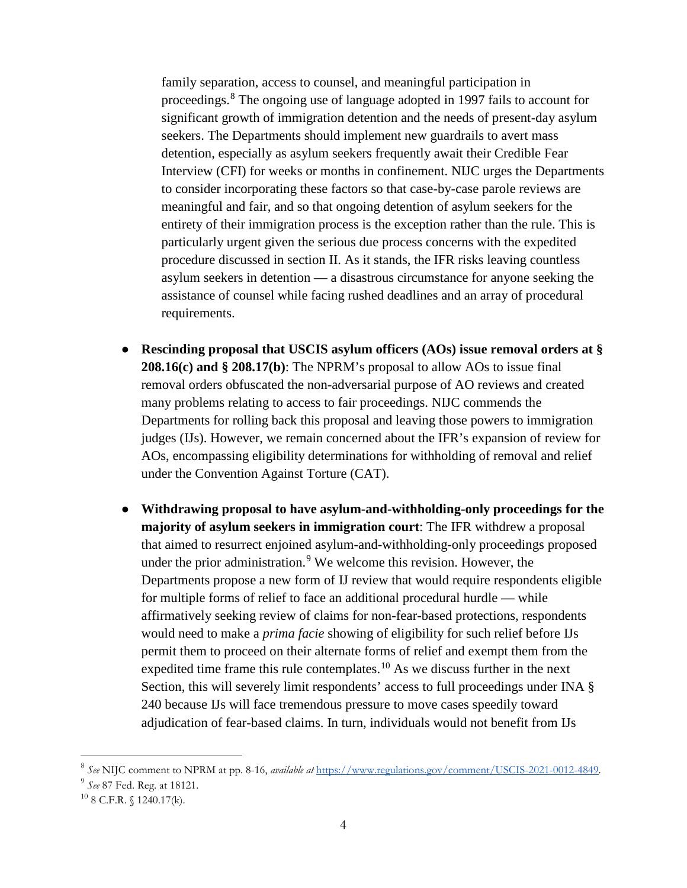family separation, access to counsel, and meaningful participation in proceedings.[8] The ongoing use of language adopted in 1997 fails to account for significant growth of immigration detention and the needs of present-day asylum seekers. The Departments should implement new guardrails to avert mass detention, especially as asylum seekers frequently await their Credible Fear Interview (CFI) for weeks or months in confinement. NIJC urges the Departments to consider incorporating these factors so that case-by-case parole reviews are meaningful and fair, and so that ongoing detention of asylum seekers for the entirety of their immigration process is the exception rather than the rule. This is particularly urgent given the serious due process concerns with the expedited procedure discussed in section II. As it stands, the IFR risks leaving countless asylum seekers in detention — a disastrous circumstance for anyone seeking the assistance of counsel while facing rushed deadlines and an array of procedural requirements.

- **Rescinding proposal that USCIS asylum officers (AOs) issue removal orders at § 208.16(c) and § 208.17(b)**: The NPRM's proposal to allow AOs to issue final removal orders obfuscated the non-adversarial purpose of AO reviews and created many problems relating to access to fair proceedings. NIJC commends the Departments for rolling back this proposal and leaving those powers to immigration judges (IJs). However, we remain concerned about the IFR's expansion of review for AOs, encompassing eligibility determinations for withholding of removal and relief under the Convention Against Torture (CAT).

- **Withdrawing proposal to have asylum-and-withholding-only proceedings for the majority of asylum seekers in immigration court**: The IFR withdrew a proposal that aimed to resurrect enjoined asylum-and-withholding-only proceedings proposed under the prior administration.[9] We welcome this revision. However, the Departments propose a new form of IJ review that would require respondents eligible for multiple forms of relief to face an additional procedural hurdle — while affirmatively seeking review of claims for non-fear-based protections, respondents would need to make a *prima facie* showing of eligibility for such relief before IJs permit them to proceed on their alternate forms of relief and exempt them from the expedited time frame this rule contemplates.[10] As we discuss further in the next Section, this will severely limit respondents' access to full proceedings under INA § 240 because IJs will face tremendous pressure to move cases speedily toward adjudication of fear-based claims. In turn, individuals would not benefit from IJs

---

[8] *See* NIJC comment to NPRM at pp. 8-16, *available at* https://www.regulations.gov/comment/USCIS-2021-0012-4849.

[9] *See* 87 Fed. Reg. at 18121.

[10] 8 C.F.R. § 1240.17(k).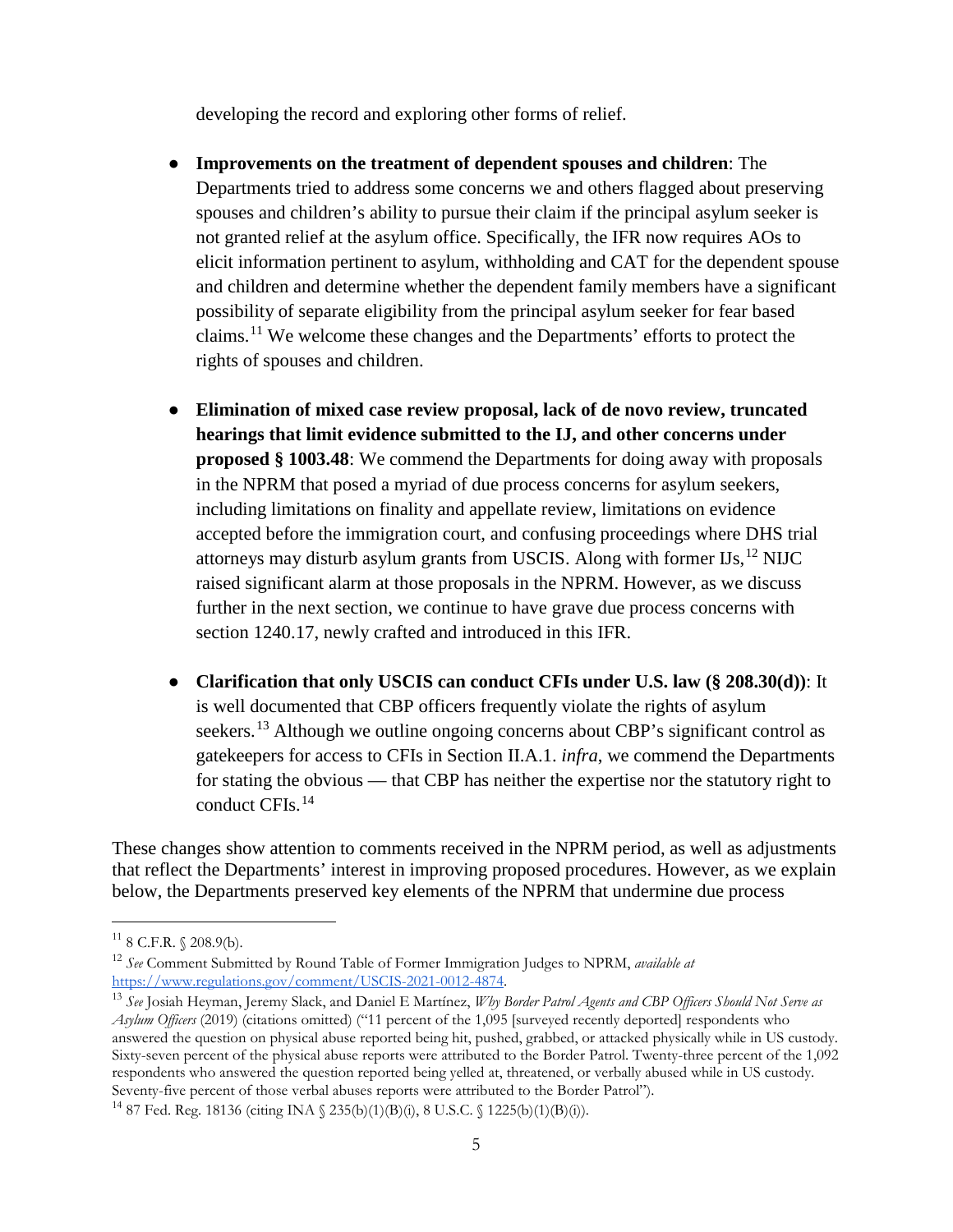developing the record and exploring other forms of relief.

- **Improvements on the treatment of dependent spouses and children**: The Departments tried to address some concerns we and others flagged about preserving spouses and children's ability to pursue their claim if the principal asylum seeker is not granted relief at the asylum office. Specifically, the IFR now requires AOs to elicit information pertinent to asylum, withholding and CAT for the dependent spouse and children and determine whether the dependent family members have a significant possibility of separate eligibility from the principal asylum seeker for fear based claims.[11] We welcome these changes and the Departments' efforts to protect the rights of spouses and children.

- **Elimination of mixed case review proposal, lack of de novo review, truncated hearings that limit evidence submitted to the IJ, and other concerns under proposed § 1003.48**: We commend the Departments for doing away with proposals in the NPRM that posed a myriad of due process concerns for asylum seekers, including limitations on finality and appellate review, limitations on evidence accepted before the immigration court, and confusing proceedings where DHS trial attorneys may disturb asylum grants from USCIS. Along with former IJs,[12] NIJC raised significant alarm at those proposals in the NPRM. However, as we discuss further in the next section, we continue to have grave due process concerns with section 1240.17, newly crafted and introduced in this IFR.

- **Clarification that only USCIS can conduct CFIs under U.S. law (§ 208.30(d))**: It is well documented that CBP officers frequently violate the rights of asylum seekers.[13] Although we outline ongoing concerns about CBP's significant control as gatekeepers for access to CFIs in Section II.A.1. *infra*, we commend the Departments for stating the obvious — that CBP has neither the expertise nor the statutory right to conduct CFIs.[14]

These changes show attention to comments received in the NPRM period, as well as adjustments that reflect the Departments' interest in improving proposed procedures. However, as we explain below, the Departments preserved key elements of the NPRM that undermine due process

---

[11] 8 C.F.R. § 208.9(b).

[12] *See* Comment Submitted by Round Table of Former Immigration Judges to NPRM, *available at* https://www.regulations.gov/comment/USCIS-2021-0012-4874.

[13] *See* Josiah Heyman, Jeremy Slack, and Daniel E Martínez, *Why Border Patrol Agents and CBP Officers Should Not Serve as Asylum Officers* (2019) (citations omitted) ("11 percent of the 1,095 [surveyed recently deported] respondents who answered the question on physical abuse reported being hit, pushed, grabbed, or attacked physically while in US custody. Sixty-seven percent of the physical abuse reports were attributed to the Border Patrol. Twenty-three percent of the 1,092 respondents who answered the question reported being yelled at, threatened, or verbally abused while in US custody. Seventy-five percent of those verbal abuses reports were attributed to the Border Patrol").

[14] 87 Fed. Reg. 18136 (citing INA § 235(b)(1)(B)(i), 8 U.S.C. § 1225(b)(1)(B)(i)).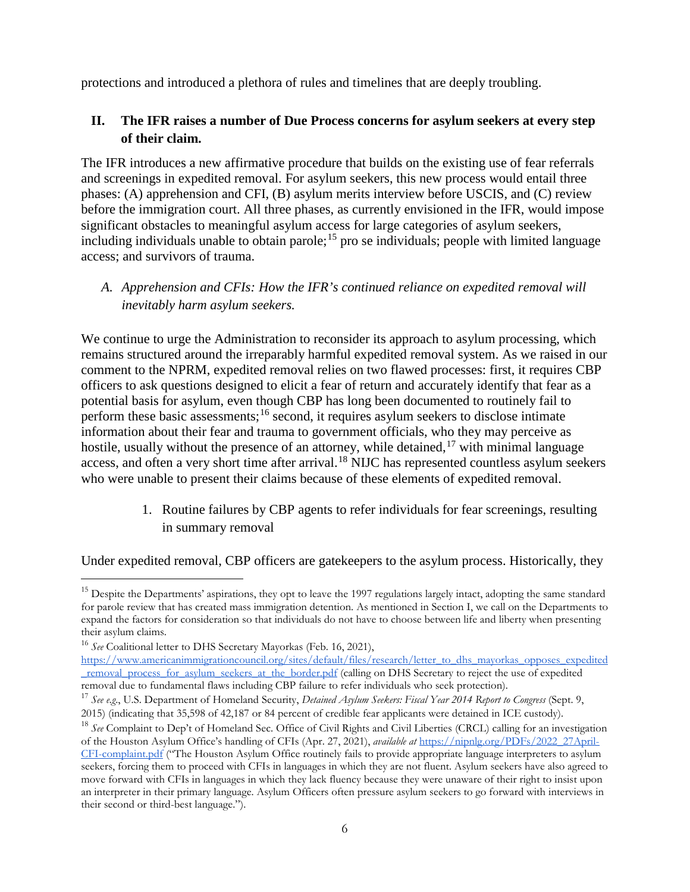protections and introduced a plethora of rules and timelines that are deeply troubling.

## II. The IFR raises a number of Due Process concerns for asylum seekers at every step of their claim.

The IFR introduces a new affirmative procedure that builds on the existing use of fear referrals and screenings in expedited removal. For asylum seekers, this new process would entail three phases: (A) apprehension and CFI, (B) asylum merits interview before USCIS, and (C) review before the immigration court. All three phases, as currently envisioned in the IFR, would impose significant obstacles to meaningful asylum access for large categories of asylum seekers, including individuals unable to obtain parole;[15] pro se individuals; people with limited language access; and survivors of trauma.

### *A. Apprehension and CFIs: How the IFR's continued reliance on expedited removal will inevitably harm asylum seekers.*

We continue to urge the Administration to reconsider its approach to asylum processing, which remains structured around the irreparably harmful expedited removal system. As we raised in our comment to the NPRM, expedited removal relies on two flawed processes: first, it requires CBP officers to ask questions designed to elicit a fear of return and accurately identify that fear as a potential basis for asylum, even though CBP has long been documented to routinely fail to perform these basic assessments;[16] second, it requires asylum seekers to disclose intimate information about their fear and trauma to government officials, who they may perceive as hostile, usually without the presence of an attorney, while detained,[17] with minimal language access, and often a very short time after arrival.[18] NIJC has represented countless asylum seekers who were unable to present their claims because of these elements of expedited removal.

1. Routine failures by CBP agents to refer individuals for fear screenings, resulting in summary removal

Under expedited removal, CBP officers are gatekeepers to the asylum process. Historically, they

---

[15] Despite the Departments' aspirations, they opt to leave the 1997 regulations largely intact, adopting the same standard for parole review that has created mass immigration detention. As mentioned in Section I, we call on the Departments to expand the factors for consideration so that individuals do not have to choose between life and liberty when presenting their asylum claims.

[16] *See* Coalitional letter to DHS Secretary Mayorkas (Feb. 16, 2021), https://www.americanimmigrationcouncil.org/sites/default/files/research/letter_to_dhs_mayorkas_opposes_expedited_removal_process_for_asylum_seekers_at_the_border.pdf (calling on DHS Secretary to reject the use of expedited removal due to fundamental flaws including CBP failure to refer individuals who seek protection).

[17] *See e.g.*, U.S. Department of Homeland Security, *Detained Asylum Seekers: Fiscal Year 2014 Report to Congress* (Sept. 9, 2015) (indicating that 35,598 of 42,187 or 84 percent of credible fear applicants were detained in ICE custody).

[18] *See* Complaint to Dep't of Homeland Sec. Office of Civil Rights and Civil Liberties (CRCL) calling for an investigation of the Houston Asylum Office's handling of CFIs (Apr. 27, 2021), *available at* https://nipnlg.org/PDFs/2022_27April-CFI-complaint.pdf ("The Houston Asylum Office routinely fails to provide appropriate language interpreters to asylum seekers, forcing them to proceed with CFIs in languages in which they are not fluent. Asylum seekers have also agreed to move forward with CFIs in languages in which they lack fluency because they were unaware of their right to insist upon an interpreter in their primary language. Asylum Officers often pressure asylum seekers to go forward with interviews in their second or third-best language.").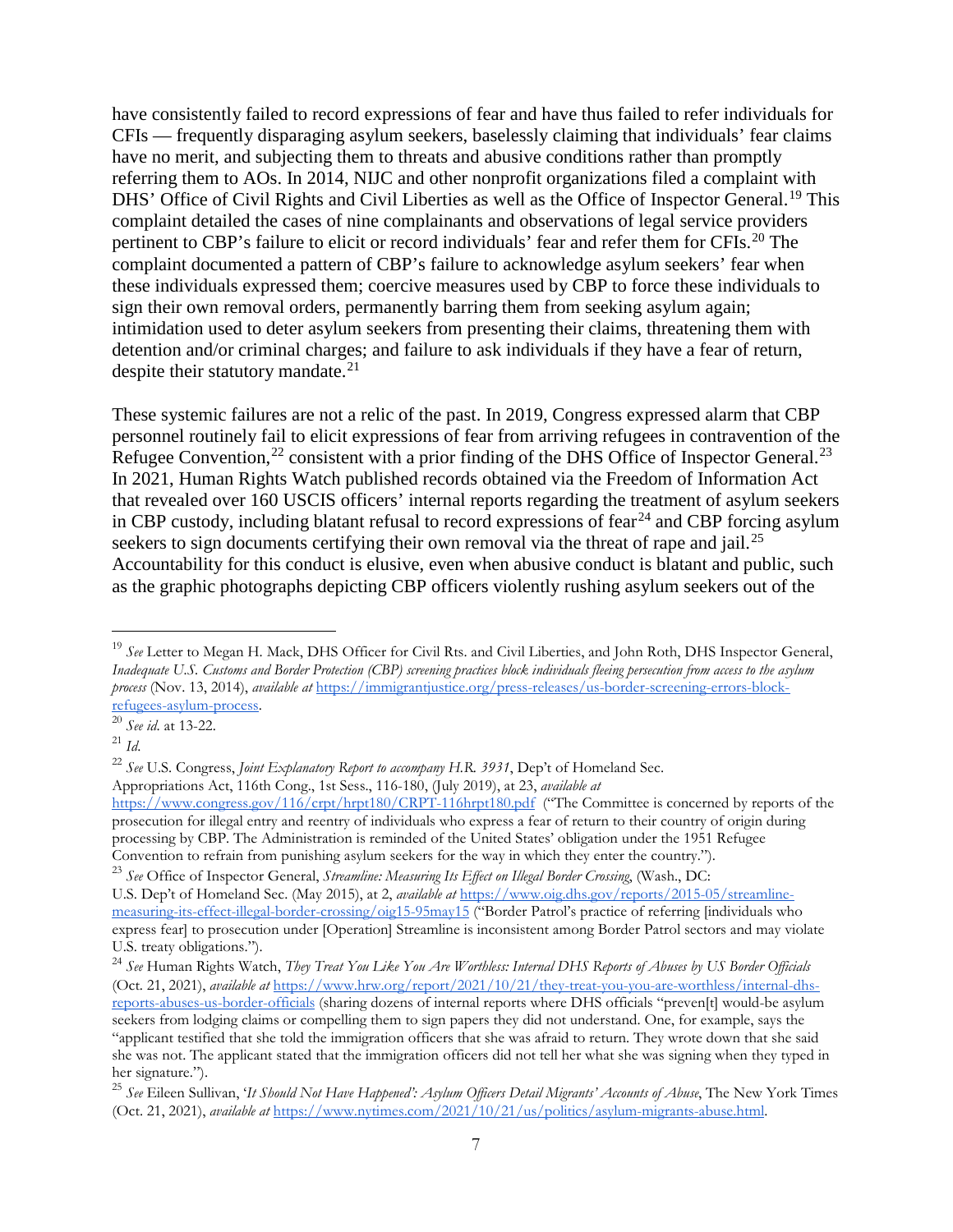have consistently failed to record expressions of fear and have thus failed to refer individuals for CFIs — frequently disparaging asylum seekers, baselessly claiming that individuals' fear claims have no merit, and subjecting them to threats and abusive conditions rather than promptly referring them to AOs. In 2014, NIJC and other nonprofit organizations filed a complaint with DHS' Office of Civil Rights and Civil Liberties as well as the Office of Inspector General.[19] This complaint detailed the cases of nine complainants and observations of legal service providers pertinent to CBP's failure to elicit or record individuals' fear and refer them for CFIs.[20] The complaint documented a pattern of CBP's failure to acknowledge asylum seekers' fear when these individuals expressed them; coercive measures used by CBP to force these individuals to sign their own removal orders, permanently barring them from seeking asylum again; intimidation used to deter asylum seekers from presenting their claims, threatening them with detention and/or criminal charges; and failure to ask individuals if they have a fear of return, despite their statutory mandate.[21]

These systemic failures are not a relic of the past. In 2019, Congress expressed alarm that CBP personnel routinely fail to elicit expressions of fear from arriving refugees in contravention of the Refugee Convention,[22] consistent with a prior finding of the DHS Office of Inspector General.[23] In 2021, Human Rights Watch published records obtained via the Freedom of Information Act that revealed over 160 USCIS officers' internal reports regarding the treatment of asylum seekers in CBP custody, including blatant refusal to record expressions of fear[24] and CBP forcing asylum seekers to sign documents certifying their own removal via the threat of rape and jail.[25] Accountability for this conduct is elusive, even when abusive conduct is blatant and public, such as the graphic photographs depicting CBP officers violently rushing asylum seekers out of the

---

[19] *See* Letter to Megan H. Mack, DHS Officer for Civil Rts. and Civil Liberties, and John Roth, DHS Inspector General, *Inadequate U.S. Customs and Border Protection (CBP) screening practices block individuals fleeing persecution from access to the asylum process* (Nov. 13, 2014), *available at* https://immigrantjustice.org/press-releases/us-border-screening-errors-block-refugees-asylum-process.

[20] *See id.* at 13-22.

[21] *Id.*

[22] *See* U.S. Congress, *Joint Explanatory Report to accompany H.R. 3931*, Dep't of Homeland Sec. Appropriations Act, 116th Cong., 1st Sess., 116-180, (July 2019), at 23, *available at* https://www.congress.gov/116/crpt/hrpt180/CRPT-116hrpt180.pdf ("The Committee is concerned by reports of the prosecution for illegal entry and reentry of individuals who express a fear of return to their country of origin during processing by CBP. The Administration is reminded of the United States' obligation under the 1951 Refugee Convention to refrain from punishing asylum seekers for the way in which they enter the country.").

[23] *See* Office of Inspector General, *Streamline: Measuring Its Effect on Illegal Border Crossing*, (Wash., DC: U.S. Dep't of Homeland Sec. (May 2015), at 2, *available at* https://www.oig.dhs.gov/reports/2015-05/streamline-measuring-its-effect-illegal-border-crossing/oig15-95may15 ("Border Patrol's practice of referring [individuals who express fear] to prosecution under [Operation] Streamline is inconsistent among Border Patrol sectors and may violate U.S. treaty obligations.").

[24] *See* Human Rights Watch, *They Treat You Like You Are Worthless: Internal DHS Reports of Abuses by US Border Officials* (Oct. 21, 2021), *available at* https://www.hrw.org/report/2021/10/21/they-treat-you-you-are-worthless/internal-dhs-reports-abuses-us-border-officials (sharing dozens of internal reports where DHS officials "preven[t] would-be asylum seekers from lodging claims or compelling them to sign papers they did not understand. One, for example, says the "applicant testified that she told the immigration officers that she was afraid to return. They wrote down that she said she was not. The applicant stated that the immigration officers did not tell her what she was signing when they typed in her signature.").

[25] *See* Eileen Sullivan, '*It Should Not Have Happened': Asylum Officers Detail Migrants' Accounts of Abuse*, The New York Times (Oct. 21, 2021), *available at* https://www.nytimes.com/2021/10/21/us/politics/asylum-migrants-abuse.html.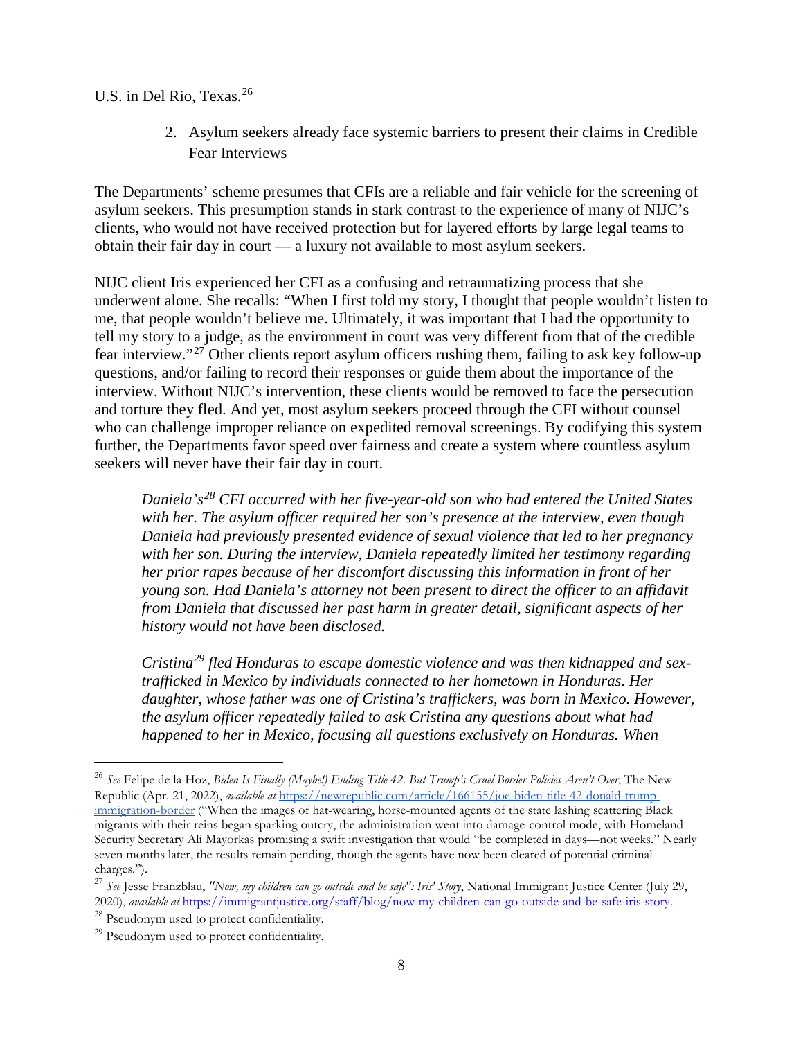U.S. in Del Rio, Texas.[26]

2. Asylum seekers already face systemic barriers to present their claims in Credible Fear Interviews

The Departments' scheme presumes that CFIs are a reliable and fair vehicle for the screening of asylum seekers. This presumption stands in stark contrast to the experience of many of NIJC's clients, who would not have received protection but for layered efforts by large legal teams to obtain their fair day in court — a luxury not available to most asylum seekers.

NIJC client Iris experienced her CFI as a confusing and retraumatizing process that she underwent alone. She recalls: "When I first told my story, I thought that people wouldn't listen to me, that people wouldn't believe me. Ultimately, it was important that I had the opportunity to tell my story to a judge, as the environment in court was very different from that of the credible fear interview."[27] Other clients report asylum officers rushing them, failing to ask key follow-up questions, and/or failing to record their responses or guide them about the importance of the interview. Without NIJC's intervention, these clients would be removed to face the persecution and torture they fled. And yet, most asylum seekers proceed through the CFI without counsel who can challenge improper reliance on expedited removal screenings. By codifying this system further, the Departments favor speed over fairness and create a system where countless asylum seekers will never have their fair day in court.

> *Daniela's[28] CFI occurred with her five-year-old son who had entered the United States with her. The asylum officer required her son's presence at the interview, even though Daniela had previously presented evidence of sexual violence that led to her pregnancy with her son. During the interview, Daniela repeatedly limited her testimony regarding her prior rapes because of her discomfort discussing this information in front of her young son. Had Daniela's attorney not been present to direct the officer to an affidavit from Daniela that discussed her past harm in greater detail, significant aspects of her history would not have been disclosed.*
>
> *Cristina[29] fled Honduras to escape domestic violence and was then kidnapped and sex-trafficked in Mexico by individuals connected to her hometown in Honduras. Her daughter, whose father was one of Cristina's traffickers, was born in Mexico. However, the asylum officer repeatedly failed to ask Cristina any questions about what had happened to her in Mexico, focusing all questions exclusively on Honduras. When*

---

[26] *See* Felipe de la Hoz, *Biden Is Finally (Maybe!) Ending Title 42. But Trump's Cruel Border Policies Aren't Over*, The New Republic (Apr. 21, 2022), *available at* https://newrepublic.com/article/166155/joe-biden-title-42-donald-trump-immigration-border ("When the images of hat-wearing, horse-mounted agents of the state lashing scattering Black migrants with their reins began sparking outcry, the administration went into damage-control mode, with Homeland Security Secretary Ali Mayorkas promising a swift investigation that would "be completed in days—not weeks." Nearly seven months later, the results remain pending, though the agents have now been cleared of potential criminal charges.").

[27] *See* Jesse Franzblau, *"Now, my children can go outside and be safe": Iris' Story*, National Immigrant Justice Center (July 29, 2020), *available at* https://immigrantjustice.org/staff/blog/now-my-children-can-go-outside-and-be-safe-iris-story.

[28] Pseudonym used to protect confidentiality.

[29] Pseudonym used to protect confidentiality.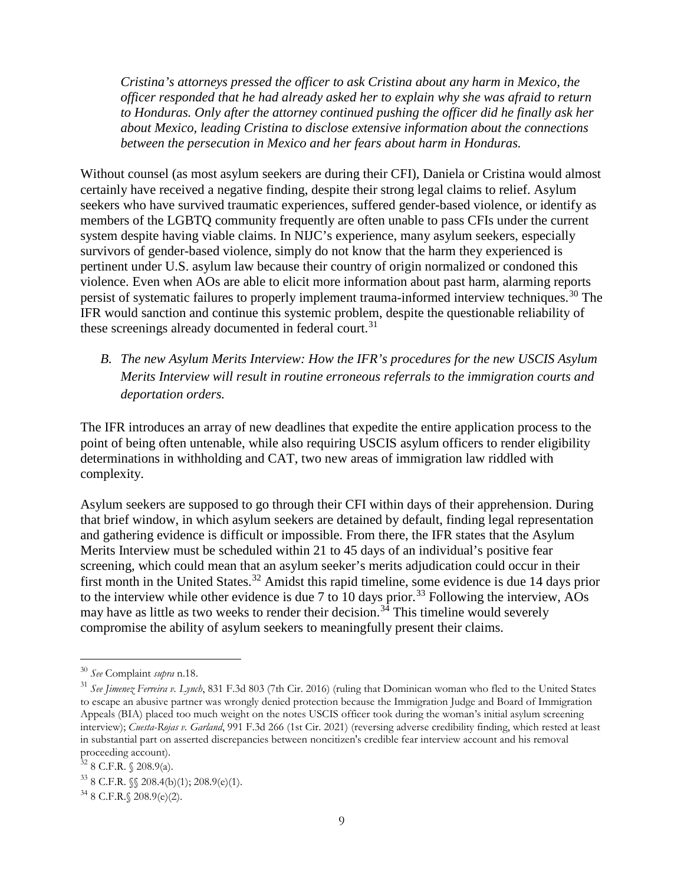*Cristina's attorneys pressed the officer to ask Cristina about any harm in Mexico, the officer responded that he had already asked her to explain why she was afraid to return to Honduras. Only after the attorney continued pushing the officer did he finally ask her about Mexico, leading Cristina to disclose extensive information about the connections between the persecution in Mexico and her fears about harm in Honduras.*

Without counsel (as most asylum seekers are during their CFI), Daniela or Cristina would almost certainly have received a negative finding, despite their strong legal claims to relief. Asylum seekers who have survived traumatic experiences, suffered gender-based violence, or identify as members of the LGBTQ community frequently are often unable to pass CFIs under the current system despite having viable claims. In NIJC's experience, many asylum seekers, especially survivors of gender-based violence, simply do not know that the harm they experienced is pertinent under U.S. asylum law because their country of origin normalized or condoned this violence. Even when AOs are able to elicit more information about past harm, alarming reports persist of systematic failures to properly implement trauma-informed interview techniques.[30] The IFR would sanction and continue this systemic problem, despite the questionable reliability of these screenings already documented in federal court.[31]

B. *The new Asylum Merits Interview: How the IFR's procedures for the new USCIS Asylum Merits Interview will result in routine erroneous referrals to the immigration courts and deportation orders.*

The IFR introduces an array of new deadlines that expedite the entire application process to the point of being often untenable, while also requiring USCIS asylum officers to render eligibility determinations in withholding and CAT, two new areas of immigration law riddled with complexity.

Asylum seekers are supposed to go through their CFI within days of their apprehension. During that brief window, in which asylum seekers are detained by default, finding legal representation and gathering evidence is difficult or impossible. From there, the IFR states that the Asylum Merits Interview must be scheduled within 21 to 45 days of an individual's positive fear screening, which could mean that an asylum seeker's merits adjudication could occur in their first month in the United States.[32] Amidst this rapid timeline, some evidence is due 14 days prior to the interview while other evidence is due 7 to 10 days prior.[33] Following the interview, AOs may have as little as two weeks to render their decision.[34] This timeline would severely compromise the ability of asylum seekers to meaningfully present their claims.

---

[30] *See* Complaint *supra* n.18.

[31] *See Jimenez Ferreira v. Lynch*, 831 F.3d 803 (7th Cir. 2016) (ruling that Dominican woman who fled to the United States to escape an abusive partner was wrongly denied protection because the Immigration Judge and Board of Immigration Appeals (BIA) placed too much weight on the notes USCIS officer took during the woman's initial asylum screening interview); *Cuesta-Rojas v. Garland*, 991 F.3d 266 (1st Cir. 2021) (reversing adverse credibility finding, which rested at least in substantial part on asserted discrepancies between noncitizen's credible fear interview account and his removal proceeding account).

[32] 8 C.F.R. § 208.9(a).

[33] 8 C.F.R. §§ 208.4(b)(1); 208.9(e)(1).

[34] 8 C.F.R.§ 208.9(e)(2).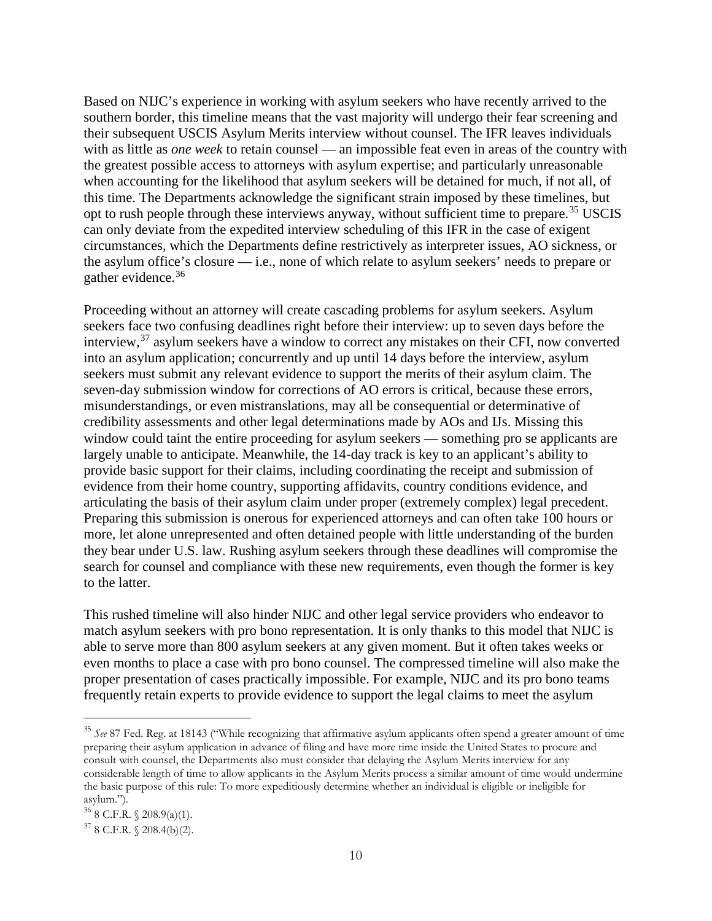Based on NIJC's experience in working with asylum seekers who have recently arrived to the southern border, this timeline means that the vast majority will undergo their fear screening and their subsequent USCIS Asylum Merits interview without counsel. The IFR leaves individuals with as little as *one week* to retain counsel — an impossible feat even in areas of the country with the greatest possible access to attorneys with asylum expertise; and particularly unreasonable when accounting for the likelihood that asylum seekers will be detained for much, if not all, of this time. The Departments acknowledge the significant strain imposed by these timelines, but opt to rush people through these interviews anyway, without sufficient time to prepare.[35] USCIS can only deviate from the expedited interview scheduling of this IFR in the case of exigent circumstances, which the Departments define restrictively as interpreter issues, AO sickness, or the asylum office's closure — i.e., none of which relate to asylum seekers' needs to prepare or gather evidence.[36]

Proceeding without an attorney will create cascading problems for asylum seekers. Asylum seekers face two confusing deadlines right before their interview: up to seven days before the interview,[37] asylum seekers have a window to correct any mistakes on their CFI, now converted into an asylum application; concurrently and up until 14 days before the interview, asylum seekers must submit any relevant evidence to support the merits of their asylum claim. The seven-day submission window for corrections of AO errors is critical, because these errors, misunderstandings, or even mistranslations, may all be consequential or determinative of credibility assessments and other legal determinations made by AOs and IJs. Missing this window could taint the entire proceeding for asylum seekers — something pro se applicants are largely unable to anticipate. Meanwhile, the 14-day track is key to an applicant's ability to provide basic support for their claims, including coordinating the receipt and submission of evidence from their home country, supporting affidavits, country conditions evidence, and articulating the basis of their asylum claim under proper (extremely complex) legal precedent. Preparing this submission is onerous for experienced attorneys and can often take 100 hours or more, let alone unrepresented and often detained people with little understanding of the burden they bear under U.S. law. Rushing asylum seekers through these deadlines will compromise the search for counsel and compliance with these new requirements, even though the former is key to the latter.

This rushed timeline will also hinder NIJC and other legal service providers who endeavor to match asylum seekers with pro bono representation. It is only thanks to this model that NIJC is able to serve more than 800 asylum seekers at any given moment. But it often takes weeks or even months to place a case with pro bono counsel. The compressed timeline will also make the proper presentation of cases practically impossible. For example, NIJC and its pro bono teams frequently retain experts to provide evidence to support the legal claims to meet the asylum

---

[35] *See* 87 Fed. Reg. at 18143 ("While recognizing that affirmative asylum applicants often spend a greater amount of time preparing their asylum application in advance of filing and have more time inside the United States to procure and consult with counsel, the Departments also must consider that delaying the Asylum Merits interview for any considerable length of time to allow applicants in the Asylum Merits process a similar amount of time would undermine the basic purpose of this rule: To more expeditiously determine whether an individual is eligible or ineligible for asylum.").

[36] 8 C.F.R. § 208.9(a)(1).

[37] 8 C.F.R. § 208.4(b)(2).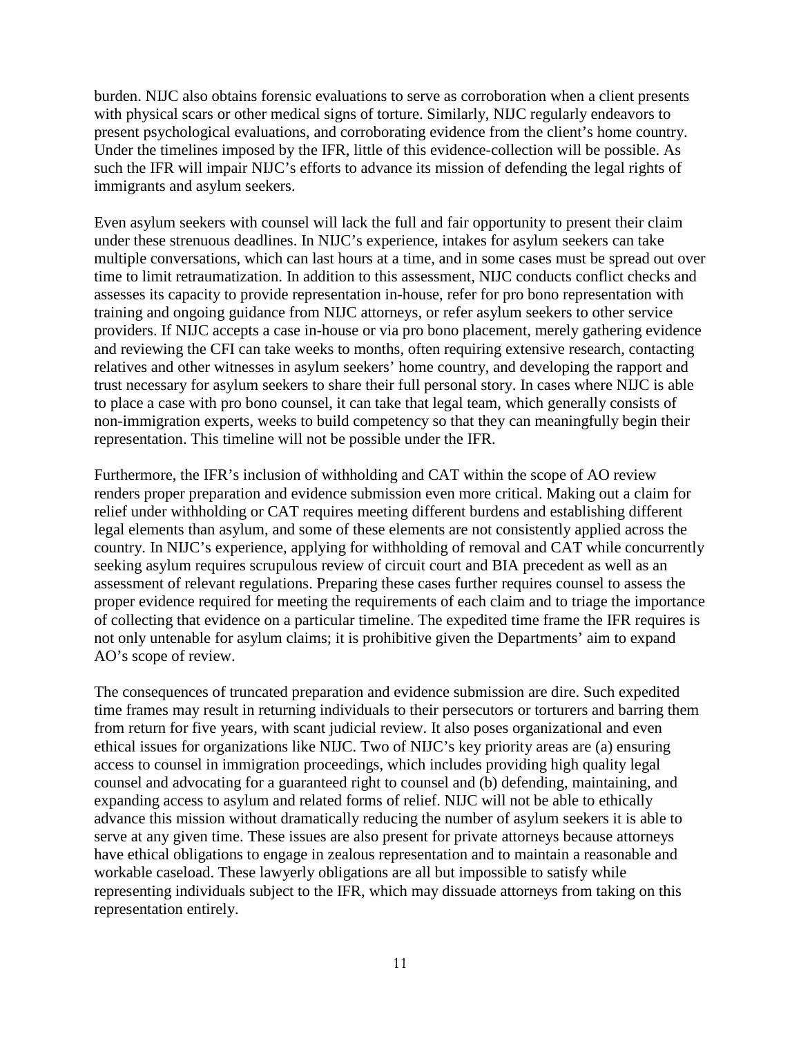burden. NIJC also obtains forensic evaluations to serve as corroboration when a client presents with physical scars or other medical signs of torture. Similarly, NIJC regularly endeavors to present psychological evaluations, and corroborating evidence from the client's home country. Under the timelines imposed by the IFR, little of this evidence-collection will be possible. As such the IFR will impair NIJC's efforts to advance its mission of defending the legal rights of immigrants and asylum seekers.

Even asylum seekers with counsel will lack the full and fair opportunity to present their claim under these strenuous deadlines. In NIJC's experience, intakes for asylum seekers can take multiple conversations, which can last hours at a time, and in some cases must be spread out over time to limit retraumatization. In addition to this assessment, NIJC conducts conflict checks and assesses its capacity to provide representation in-house, refer for pro bono representation with training and ongoing guidance from NIJC attorneys, or refer asylum seekers to other service providers. If NIJC accepts a case in-house or via pro bono placement, merely gathering evidence and reviewing the CFI can take weeks to months, often requiring extensive research, contacting relatives and other witnesses in asylum seekers' home country, and developing the rapport and trust necessary for asylum seekers to share their full personal story. In cases where NIJC is able to place a case with pro bono counsel, it can take that legal team, which generally consists of non-immigration experts, weeks to build competency so that they can meaningfully begin their representation. This timeline will not be possible under the IFR.

Furthermore, the IFR's inclusion of withholding and CAT within the scope of AO review renders proper preparation and evidence submission even more critical. Making out a claim for relief under withholding or CAT requires meeting different burdens and establishing different legal elements than asylum, and some of these elements are not consistently applied across the country. In NIJC's experience, applying for withholding of removal and CAT while concurrently seeking asylum requires scrupulous review of circuit court and BIA precedent as well as an assessment of relevant regulations. Preparing these cases further requires counsel to assess the proper evidence required for meeting the requirements of each claim and to triage the importance of collecting that evidence on a particular timeline. The expedited time frame the IFR requires is not only untenable for asylum claims; it is prohibitive given the Departments' aim to expand AO's scope of review.

The consequences of truncated preparation and evidence submission are dire. Such expedited time frames may result in returning individuals to their persecutors or torturers and barring them from return for five years, with scant judicial review. It also poses organizational and even ethical issues for organizations like NIJC. Two of NIJC's key priority areas are (a) ensuring access to counsel in immigration proceedings, which includes providing high quality legal counsel and advocating for a guaranteed right to counsel and (b) defending, maintaining, and expanding access to asylum and related forms of relief. NIJC will not be able to ethically advance this mission without dramatically reducing the number of asylum seekers it is able to serve at any given time. These issues are also present for private attorneys because attorneys have ethical obligations to engage in zealous representation and to maintain a reasonable and workable caseload. These lawyerly obligations are all but impossible to satisfy while representing individuals subject to the IFR, which may dissuade attorneys from taking on this representation entirely.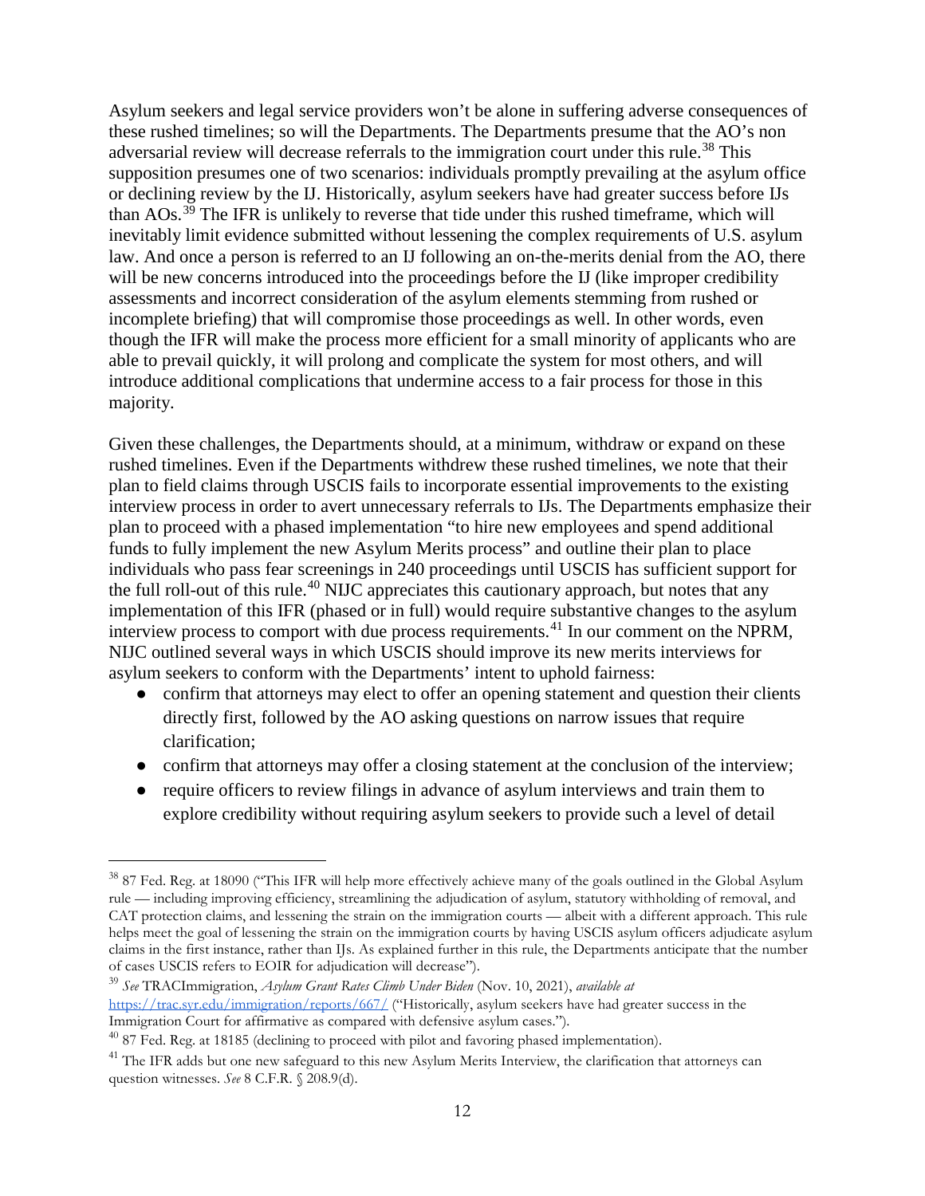Asylum seekers and legal service providers won't be alone in suffering adverse consequences of these rushed timelines; so will the Departments. The Departments presume that the AO's non adversarial review will decrease referrals to the immigration court under this rule.[38] This supposition presumes one of two scenarios: individuals promptly prevailing at the asylum office or declining review by the IJ. Historically, asylum seekers have had greater success before IJs than AOs.[39] The IFR is unlikely to reverse that tide under this rushed timeframe, which will inevitably limit evidence submitted without lessening the complex requirements of U.S. asylum law. And once a person is referred to an IJ following an on-the-merits denial from the AO, there will be new concerns introduced into the proceedings before the IJ (like improper credibility assessments and incorrect consideration of the asylum elements stemming from rushed or incomplete briefing) that will compromise those proceedings as well. In other words, even though the IFR will make the process more efficient for a small minority of applicants who are able to prevail quickly, it will prolong and complicate the system for most others, and will introduce additional complications that undermine access to a fair process for those in this majority.

Given these challenges, the Departments should, at a minimum, withdraw or expand on these rushed timelines. Even if the Departments withdrew these rushed timelines, we note that their plan to field claims through USCIS fails to incorporate essential improvements to the existing interview process in order to avert unnecessary referrals to IJs. The Departments emphasize their plan to proceed with a phased implementation "to hire new employees and spend additional funds to fully implement the new Asylum Merits process" and outline their plan to place individuals who pass fear screenings in 240 proceedings until USCIS has sufficient support for the full roll-out of this rule.[40] NIJC appreciates this cautionary approach, but notes that any implementation of this IFR (phased or in full) would require substantive changes to the asylum interview process to comport with due process requirements.[41] In our comment on the NPRM, NIJC outlined several ways in which USCIS should improve its new merits interviews for asylum seekers to conform with the Departments' intent to uphold fairness:

- confirm that attorneys may elect to offer an opening statement and question their clients directly first, followed by the AO asking questions on narrow issues that require clarification;
- confirm that attorneys may offer a closing statement at the conclusion of the interview;
- require officers to review filings in advance of asylum interviews and train them to explore credibility without requiring asylum seekers to provide such a level of detail

---

[38] 87 Fed. Reg. at 18090 ("This IFR will help more effectively achieve many of the goals outlined in the Global Asylum rule — including improving efficiency, streamlining the adjudication of asylum, statutory withholding of removal, and CAT protection claims, and lessening the strain on the immigration courts — albeit with a different approach. This rule helps meet the goal of lessening the strain on the immigration courts by having USCIS asylum officers adjudicate asylum claims in the first instance, rather than IJs. As explained further in this rule, the Departments anticipate that the number of cases USCIS refers to EOIR for adjudication will decrease").

[39] *See* TRACImmigration, *Asylum Grant Rates Climb Under Biden* (Nov. 10, 2021), *available at* https://trac.syr.edu/immigration/reports/667/ ("Historically, asylum seekers have had greater success in the Immigration Court for affirmative as compared with defensive asylum cases.").

[40] 87 Fed. Reg. at 18185 (declining to proceed with pilot and favoring phased implementation).

[41] The IFR adds but one new safeguard to this new Asylum Merits Interview, the clarification that attorneys can question witnesses. *See* 8 C.F.R. § 208.9(d).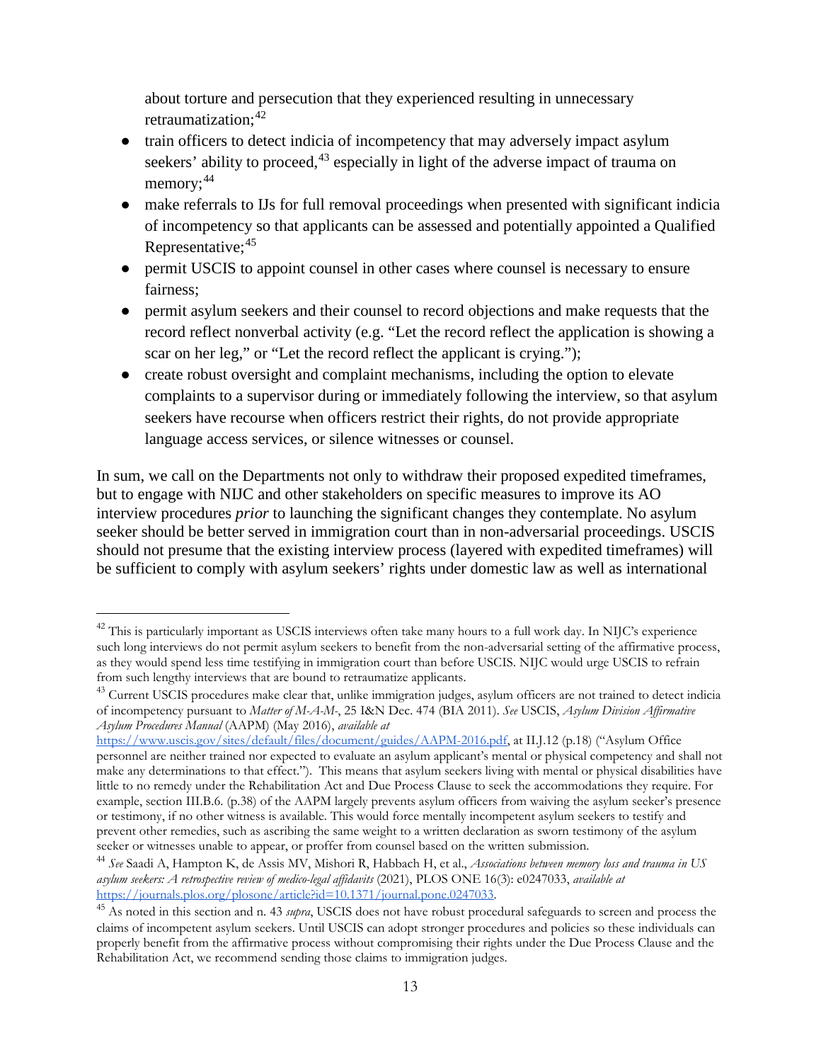about torture and persecution that they experienced resulting in unnecessary retraumatization;[42]

- train officers to detect indicia of incompetency that may adversely impact asylum seekers' ability to proceed,[43] especially in light of the adverse impact of trauma on memory;[44]
- make referrals to IJs for full removal proceedings when presented with significant indicia of incompetency so that applicants can be assessed and potentially appointed a Qualified Representative;[45]
- permit USCIS to appoint counsel in other cases where counsel is necessary to ensure fairness;
- permit asylum seekers and their counsel to record objections and make requests that the record reflect nonverbal activity (e.g. "Let the record reflect the application is showing a scar on her leg," or "Let the record reflect the applicant is crying.");
- create robust oversight and complaint mechanisms, including the option to elevate complaints to a supervisor during or immediately following the interview, so that asylum seekers have recourse when officers restrict their rights, do not provide appropriate language access services, or silence witnesses or counsel.

In sum, we call on the Departments not only to withdraw their proposed expedited timeframes, but to engage with NIJC and other stakeholders on specific measures to improve its AO interview procedures *prior* to launching the significant changes they contemplate. No asylum seeker should be better served in immigration court than in non-adversarial proceedings. USCIS should not presume that the existing interview process (layered with expedited timeframes) will be sufficient to comply with asylum seekers' rights under domestic law as well as international

---

[42] This is particularly important as USCIS interviews often take many hours to a full work day. In NIJC's experience such long interviews do not permit asylum seekers to benefit from the non-adversarial setting of the affirmative process, as they would spend less time testifying in immigration court than before USCIS. NIJC would urge USCIS to refrain from such lengthy interviews that are bound to retraumatize applicants.

[43] Current USCIS procedures make clear that, unlike immigration judges, asylum officers are not trained to detect indicia of incompetency pursuant to *Matter of M-A-M-*, 25 I&N Dec. 474 (BIA 2011). *See* USCIS, *Asylum Division Affirmative Asylum Procedures Manual* (AAPM) (May 2016), *available at* https://www.uscis.gov/sites/default/files/document/guides/AAPM-2016.pdf, at II.J.12 (p.18) ("Asylum Office personnel are neither trained nor expected to evaluate an asylum applicant's mental or physical competency and shall not make any determinations to that effect."). This means that asylum seekers living with mental or physical disabilities have little to no remedy under the Rehabilitation Act and Due Process Clause to seek the accommodations they require. For example, section III.B.6. (p.38) of the AAPM largely prevents asylum officers from waiving the asylum seeker's presence or testimony, if no other witness is available. This would force mentally incompetent asylum seekers to testify and prevent other remedies, such as ascribing the same weight to a written declaration as sworn testimony of the asylum seeker or witnesses unable to appear, or proffer from counsel based on the written submission.

[44] *See* Saadi A, Hampton K, de Assis MV, Mishori R, Habbach H, et al., *Associations between memory loss and trauma in US asylum seekers: A retrospective review of medico-legal affidavits* (2021), PLOS ONE 16(3): e0247033, *available at* https://journals.plos.org/plosone/article?id=10.1371/journal.pone.0247033.

[45] As noted in this section and n. 43 *supra*, USCIS does not have robust procedural safeguards to screen and process the claims of incompetent asylum seekers. Until USCIS can adopt stronger procedures and policies so these individuals can properly benefit from the affirmative process without compromising their rights under the Due Process Clause and the Rehabilitation Act, we recommend sending those claims to immigration judges.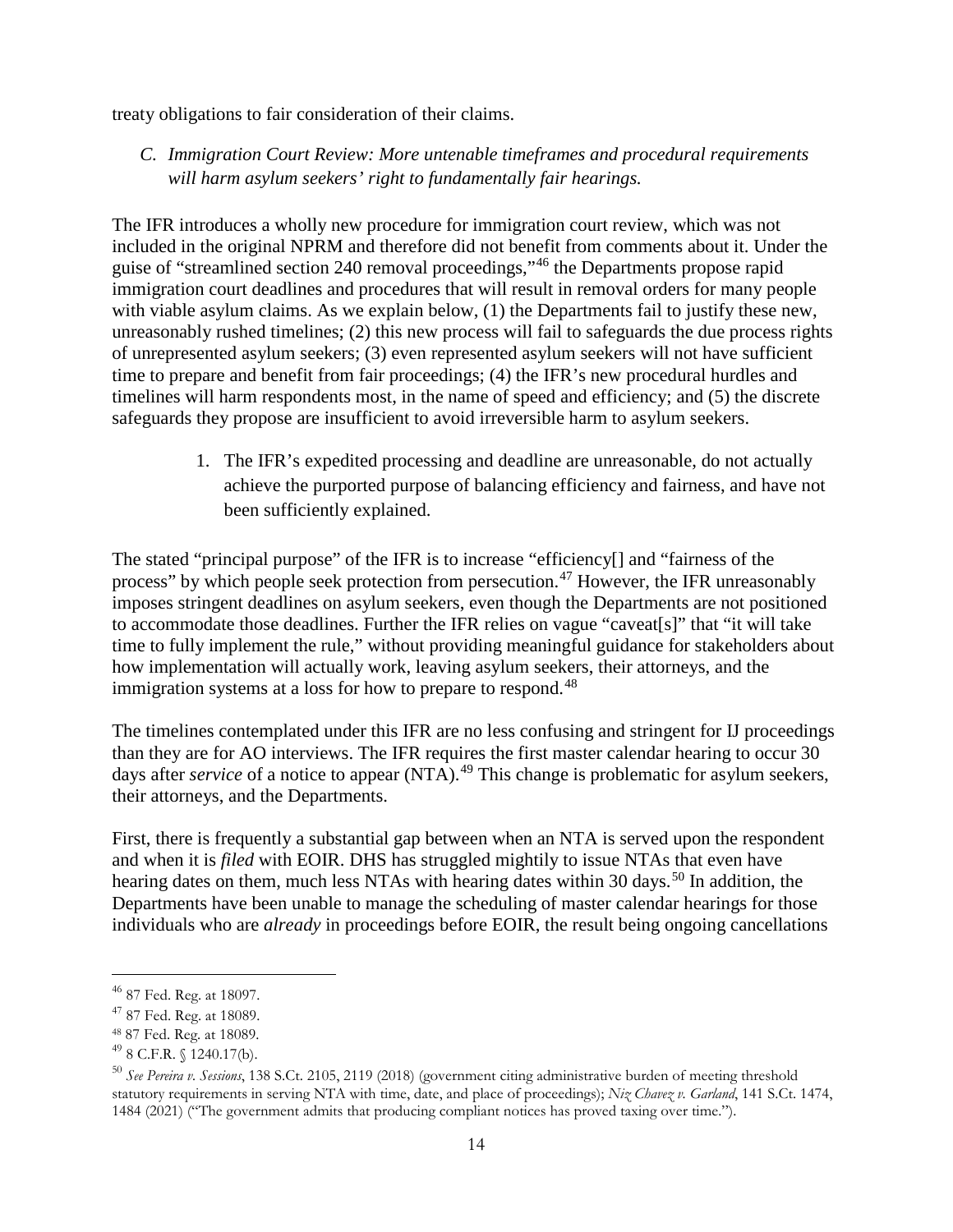treaty obligations to fair consideration of their claims.

### *C. Immigration Court Review: More untenable timeframes and procedural requirements will harm asylum seekers' right to fundamentally fair hearings.*

The IFR introduces a wholly new procedure for immigration court review, which was not included in the original NPRM and therefore did not benefit from comments about it. Under the guise of "streamlined section 240 removal proceedings,"[46] the Departments propose rapid immigration court deadlines and procedures that will result in removal orders for many people with viable asylum claims. As we explain below, (1) the Departments fail to justify these new, unreasonably rushed timelines; (2) this new process will fail to safeguards the due process rights of unrepresented asylum seekers; (3) even represented asylum seekers will not have sufficient time to prepare and benefit from fair proceedings; (4) the IFR's new procedural hurdles and timelines will harm respondents most, in the name of speed and efficiency; and (5) the discrete safeguards they propose are insufficient to avoid irreversible harm to asylum seekers.

1. The IFR's expedited processing and deadline are unreasonable, do not actually achieve the purported purpose of balancing efficiency and fairness, and have not been sufficiently explained.

The stated "principal purpose" of the IFR is to increase "efficiency[] and "fairness of the process" by which people seek protection from persecution.[47] However, the IFR unreasonably imposes stringent deadlines on asylum seekers, even though the Departments are not positioned to accommodate those deadlines. Further the IFR relies on vague "caveat[s]" that "it will take time to fully implement the rule," without providing meaningful guidance for stakeholders about how implementation will actually work, leaving asylum seekers, their attorneys, and the immigration systems at a loss for how to prepare to respond.[48]

The timelines contemplated under this IFR are no less confusing and stringent for IJ proceedings than they are for AO interviews. The IFR requires the first master calendar hearing to occur 30 days after *service* of a notice to appear (NTA).[49] This change is problematic for asylum seekers, their attorneys, and the Departments.

First, there is frequently a substantial gap between when an NTA is served upon the respondent and when it is *filed* with EOIR. DHS has struggled mightily to issue NTAs that even have hearing dates on them, much less NTAs with hearing dates within 30 days.[50] In addition, the Departments have been unable to manage the scheduling of master calendar hearings for those individuals who are *already* in proceedings before EOIR, the result being ongoing cancellations

---

[46] 87 Fed. Reg. at 18097.

[47] 87 Fed. Reg. at 18089.

[48] 87 Fed. Reg. at 18089.

[49] 8 C.F.R. § 1240.17(b).

[50] *See Pereira v. Sessions*, 138 S.Ct. 2105, 2119 (2018) (government citing administrative burden of meeting threshold statutory requirements in serving NTA with time, date, and place of proceedings); *Niz Chavez v. Garland*, 141 S.Ct. 1474, 1484 (2021) ("The government admits that producing compliant notices has proved taxing over time.").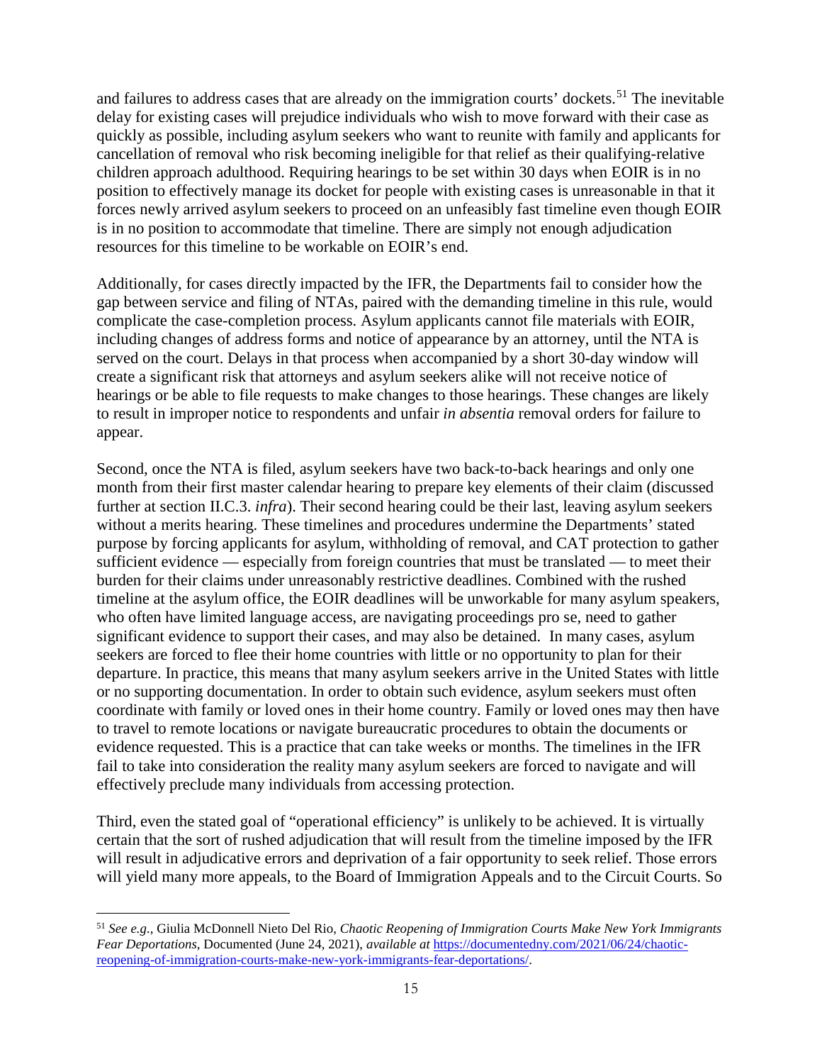and failures to address cases that are already on the immigration courts' dockets.[51] The inevitable delay for existing cases will prejudice individuals who wish to move forward with their case as quickly as possible, including asylum seekers who want to reunite with family and applicants for cancellation of removal who risk becoming ineligible for that relief as their qualifying-relative children approach adulthood. Requiring hearings to be set within 30 days when EOIR is in no position to effectively manage its docket for people with existing cases is unreasonable in that it forces newly arrived asylum seekers to proceed on an unfeasibly fast timeline even though EOIR is in no position to accommodate that timeline. There are simply not enough adjudication resources for this timeline to be workable on EOIR's end.

Additionally, for cases directly impacted by the IFR, the Departments fail to consider how the gap between service and filing of NTAs, paired with the demanding timeline in this rule, would complicate the case-completion process. Asylum applicants cannot file materials with EOIR, including changes of address forms and notice of appearance by an attorney, until the NTA is served on the court. Delays in that process when accompanied by a short 30-day window will create a significant risk that attorneys and asylum seekers alike will not receive notice of hearings or be able to file requests to make changes to those hearings. These changes are likely to result in improper notice to respondents and unfair *in absentia* removal orders for failure to appear.

Second, once the NTA is filed, asylum seekers have two back-to-back hearings and only one month from their first master calendar hearing to prepare key elements of their claim (discussed further at section II.C.3. *infra*). Their second hearing could be their last, leaving asylum seekers without a merits hearing. These timelines and procedures undermine the Departments' stated purpose by forcing applicants for asylum, withholding of removal, and CAT protection to gather sufficient evidence — especially from foreign countries that must be translated — to meet their burden for their claims under unreasonably restrictive deadlines. Combined with the rushed timeline at the asylum office, the EOIR deadlines will be unworkable for many asylum speakers, who often have limited language access, are navigating proceedings pro se, need to gather significant evidence to support their cases, and may also be detained. In many cases, asylum seekers are forced to flee their home countries with little or no opportunity to plan for their departure. In practice, this means that many asylum seekers arrive in the United States with little or no supporting documentation. In order to obtain such evidence, asylum seekers must often coordinate with family or loved ones in their home country. Family or loved ones may then have to travel to remote locations or navigate bureaucratic procedures to obtain the documents or evidence requested. This is a practice that can take weeks or months. The timelines in the IFR fail to take into consideration the reality many asylum seekers are forced to navigate and will effectively preclude many individuals from accessing protection.

Third, even the stated goal of "operational efficiency" is unlikely to be achieved. It is virtually certain that the sort of rushed adjudication that will result from the timeline imposed by the IFR will result in adjudicative errors and deprivation of a fair opportunity to seek relief. Those errors will yield many more appeals, to the Board of Immigration Appeals and to the Circuit Courts. So

---

[51] *See e.g.*, Giulia McDonnell Nieto Del Rio, *Chaotic Reopening of Immigration Courts Make New York Immigrants Fear Deportations*, Documented (June 24, 2021), *available at* https://documentedny.com/2021/06/24/chaotic-reopening-of-immigration-courts-make-new-york-immigrants-fear-deportations/.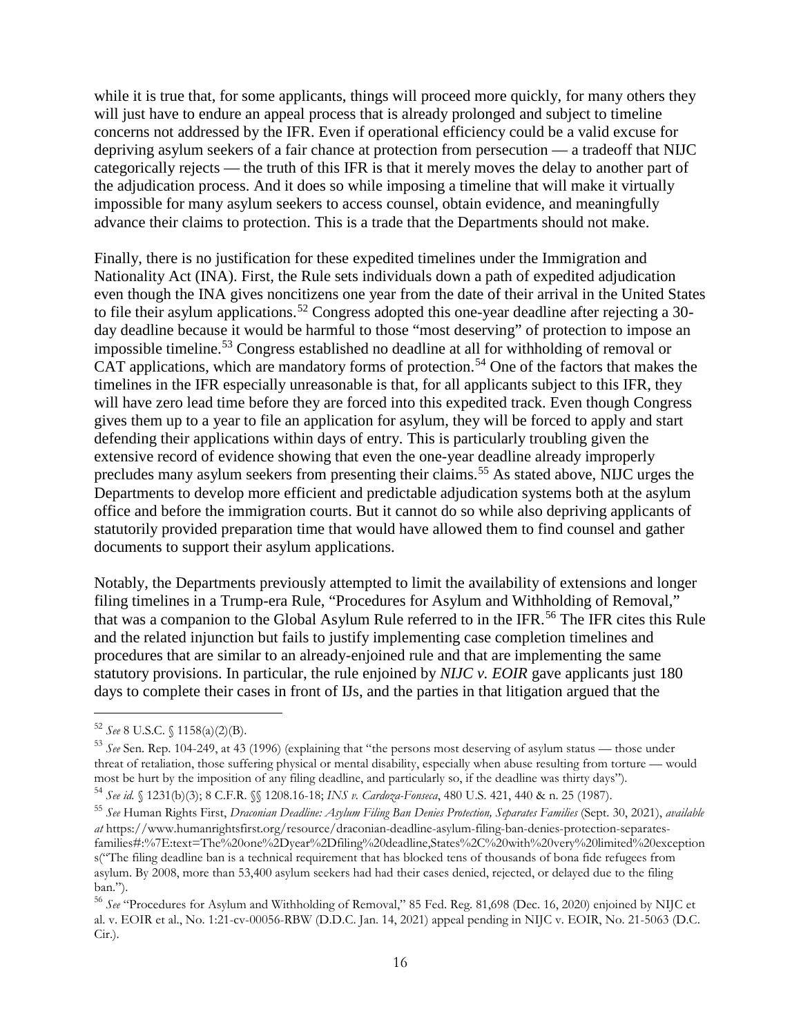while it is true that, for some applicants, things will proceed more quickly, for many others they will just have to endure an appeal process that is already prolonged and subject to timeline concerns not addressed by the IFR. Even if operational efficiency could be a valid excuse for depriving asylum seekers of a fair chance at protection from persecution — a tradeoff that NIJC categorically rejects — the truth of this IFR is that it merely moves the delay to another part of the adjudication process. And it does so while imposing a timeline that will make it virtually impossible for many asylum seekers to access counsel, obtain evidence, and meaningfully advance their claims to protection. This is a trade that the Departments should not make.

Finally, there is no justification for these expedited timelines under the Immigration and Nationality Act (INA). First, the Rule sets individuals down a path of expedited adjudication even though the INA gives noncitizens one year from the date of their arrival in the United States to file their asylum applications.[52] Congress adopted this one-year deadline after rejecting a 30-day deadline because it would be harmful to those "most deserving" of protection to impose an impossible timeline.[53] Congress established no deadline at all for withholding of removal or CAT applications, which are mandatory forms of protection.[54] One of the factors that makes the timelines in the IFR especially unreasonable is that, for all applicants subject to this IFR, they will have zero lead time before they are forced into this expedited track. Even though Congress gives them up to a year to file an application for asylum, they will be forced to apply and start defending their applications within days of entry. This is particularly troubling given the extensive record of evidence showing that even the one-year deadline already improperly precludes many asylum seekers from presenting their claims.[55] As stated above, NIJC urges the Departments to develop more efficient and predictable adjudication systems both at the asylum office and before the immigration courts. But it cannot do so while also depriving applicants of statutorily provided preparation time that would have allowed them to find counsel and gather documents to support their asylum applications.

Notably, the Departments previously attempted to limit the availability of extensions and longer filing timelines in a Trump-era Rule, "Procedures for Asylum and Withholding of Removal," that was a companion to the Global Asylum Rule referred to in the IFR.[56] The IFR cites this Rule and the related injunction but fails to justify implementing case completion timelines and procedures that are similar to an already-enjoined rule and that are implementing the same statutory provisions. In particular, the rule enjoined by *NIJC v. EOIR* gave applicants just 180 days to complete their cases in front of IJs, and the parties in that litigation argued that the

---

[52] *See* 8 U.S.C. § 1158(a)(2)(B).

[53] *See* Sen. Rep. 104-249, at 43 (1996) (explaining that "the persons most deserving of asylum status — those under threat of retaliation, those suffering physical or mental disability, especially when abuse resulting from torture — would most be hurt by the imposition of any filing deadline, and particularly so, if the deadline was thirty days").

[54] *See id.* § 1231(b)(3); 8 C.F.R. §§ 1208.16-18; *INS v. Cardoza-Fonseca*, 480 U.S. 421, 440 & n. 25 (1987).

[55] *See* Human Rights First, *Draconian Deadline: Asylum Filing Ban Denies Protection, Separates Families* (Sept. 30, 2021), *available at* https://www.humanrightsfirst.org/resource/draconian-deadline-asylum-filing-ban-denies-protection-separates-families#:%7E:text=The%20one%2Dyear%2Dfiling%20deadline,States%2C%20with%20very%20limited%20exceptions("The filing deadline ban is a technical requirement that has blocked tens of thousands of bona fide refugees from asylum. By 2008, more than 53,400 asylum seekers had had their cases denied, rejected, or delayed due to the filing ban.").

[56] *See* "Procedures for Asylum and Withholding of Removal," 85 Fed. Reg. 81,698 (Dec. 16, 2020) enjoined by NIJC et al. v. EOIR et al., No. 1:21-cv-00056-RBW (D.D.C. Jan. 14, 2021) appeal pending in NIJC v. EOIR, No. 21-5063 (D.C. Cir.).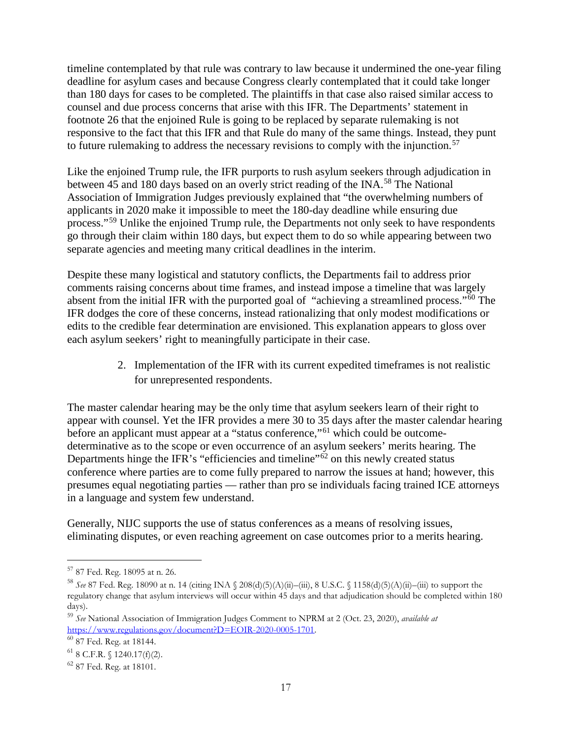timeline contemplated by that rule was contrary to law because it undermined the one-year filing deadline for asylum cases and because Congress clearly contemplated that it could take longer than 180 days for cases to be completed. The plaintiffs in that case also raised similar access to counsel and due process concerns that arise with this IFR. The Departments' statement in footnote 26 that the enjoined Rule is going to be replaced by separate rulemaking is not responsive to the fact that this IFR and that Rule do many of the same things. Instead, they punt to future rulemaking to address the necessary revisions to comply with the injunction.[57]

Like the enjoined Trump rule, the IFR purports to rush asylum seekers through adjudication in between 45 and 180 days based on an overly strict reading of the INA.[58] The National Association of Immigration Judges previously explained that "the overwhelming numbers of applicants in 2020 make it impossible to meet the 180-day deadline while ensuring due process."[59] Unlike the enjoined Trump rule, the Departments not only seek to have respondents go through their claim within 180 days, but expect them to do so while appearing between two separate agencies and meeting many critical deadlines in the interim.

Despite these many logistical and statutory conflicts, the Departments fail to address prior comments raising concerns about time frames, and instead impose a timeline that was largely absent from the initial IFR with the purported goal of "achieving a streamlined process."[60] The IFR dodges the core of these concerns, instead rationalizing that only modest modifications or edits to the credible fear determination are envisioned. This explanation appears to gloss over each asylum seekers' right to meaningfully participate in their case.

2. Implementation of the IFR with its current expedited timeframes is not realistic for unrepresented respondents.

The master calendar hearing may be the only time that asylum seekers learn of their right to appear with counsel. Yet the IFR provides a mere 30 to 35 days after the master calendar hearing before an applicant must appear at a "status conference,"[61] which could be outcome-determinative as to the scope or even occurrence of an asylum seekers' merits hearing. The Departments hinge the IFR's "efficiencies and timeline"[62] on this newly created status conference where parties are to come fully prepared to narrow the issues at hand; however, this presumes equal negotiating parties — rather than pro se individuals facing trained ICE attorneys in a language and system few understand.

Generally, NIJC supports the use of status conferences as a means of resolving issues, eliminating disputes, or even reaching agreement on case outcomes prior to a merits hearing.

---

[57] 87 Fed. Reg. 18095 at n. 26.

[58] *See* 87 Fed. Reg. 18090 at n. 14 (citing INA § 208(d)(5)(A)(ii)–(iii), 8 U.S.C. § 1158(d)(5)(A)(ii)–(iii) to support the regulatory change that asylum interviews will occur within 45 days and that adjudication should be completed within 180 days).

[59] *See* National Association of Immigration Judges Comment to NPRM at 2 (Oct. 23, 2020), *available at* https://www.regulations.gov/document?D=EOIR-2020-0005-1701.

[60] 87 Fed. Reg. at 18144.

[61] 8 C.F.R. § 1240.17(f)(2).

[62] 87 Fed. Reg. at 18101.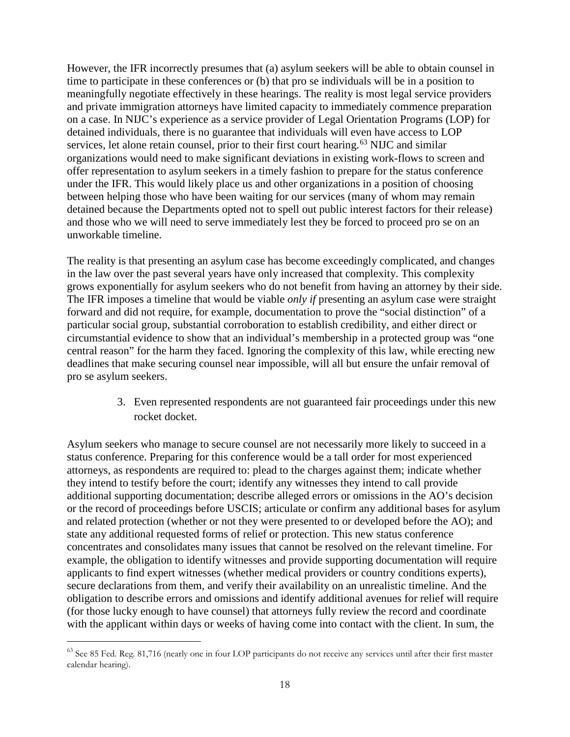However, the IFR incorrectly presumes that (a) asylum seekers will be able to obtain counsel in time to participate in these conferences or (b) that pro se individuals will be in a position to meaningfully negotiate effectively in these hearings. The reality is most legal service providers and private immigration attorneys have limited capacity to immediately commence preparation on a case. In NIJC's experience as a service provider of Legal Orientation Programs (LOP) for detained individuals, there is no guarantee that individuals will even have access to LOP services, let alone retain counsel, prior to their first court hearing.[63] NIJC and similar organizations would need to make significant deviations in existing work-flows to screen and offer representation to asylum seekers in a timely fashion to prepare for the status conference under the IFR. This would likely place us and other organizations in a position of choosing between helping those who have been waiting for our services (many of whom may remain detained because the Departments opted not to spell out public interest factors for their release) and those who we will need to serve immediately lest they be forced to proceed pro se on an unworkable timeline.

The reality is that presenting an asylum case has become exceedingly complicated, and changes in the law over the past several years have only increased that complexity. This complexity grows exponentially for asylum seekers who do not benefit from having an attorney by their side. The IFR imposes a timeline that would be viable *only if* presenting an asylum case were straight forward and did not require, for example, documentation to prove the "social distinction" of a particular social group, substantial corroboration to establish credibility, and either direct or circumstantial evidence to show that an individual's membership in a protected group was "one central reason" for the harm they faced. Ignoring the complexity of this law, while erecting new deadlines that make securing counsel near impossible, will all but ensure the unfair removal of pro se asylum seekers.

3. Even represented respondents are not guaranteed fair proceedings under this new rocket docket.

Asylum seekers who manage to secure counsel are not necessarily more likely to succeed in a status conference. Preparing for this conference would be a tall order for most experienced attorneys, as respondents are required to: plead to the charges against them; indicate whether they intend to testify before the court; identify any witnesses they intend to call provide additional supporting documentation; describe alleged errors or omissions in the AO's decision or the record of proceedings before USCIS; articulate or confirm any additional bases for asylum and related protection (whether or not they were presented to or developed before the AO); and state any additional requested forms of relief or protection. This new status conference concentrates and consolidates many issues that cannot be resolved on the relevant timeline. For example, the obligation to identify witnesses and provide supporting documentation will require applicants to find expert witnesses (whether medical providers or country conditions experts), secure declarations from them, and verify their availability on an unrealistic timeline. And the obligation to describe errors and omissions and identify additional avenues for relief will require (for those lucky enough to have counsel) that attorneys fully review the record and coordinate with the applicant within days or weeks of having come into contact with the client. In sum, the

[63] See 85 Fed. Reg. 81,716 (nearly one in four LOP participants do not receive any services until after their first master calendar hearing).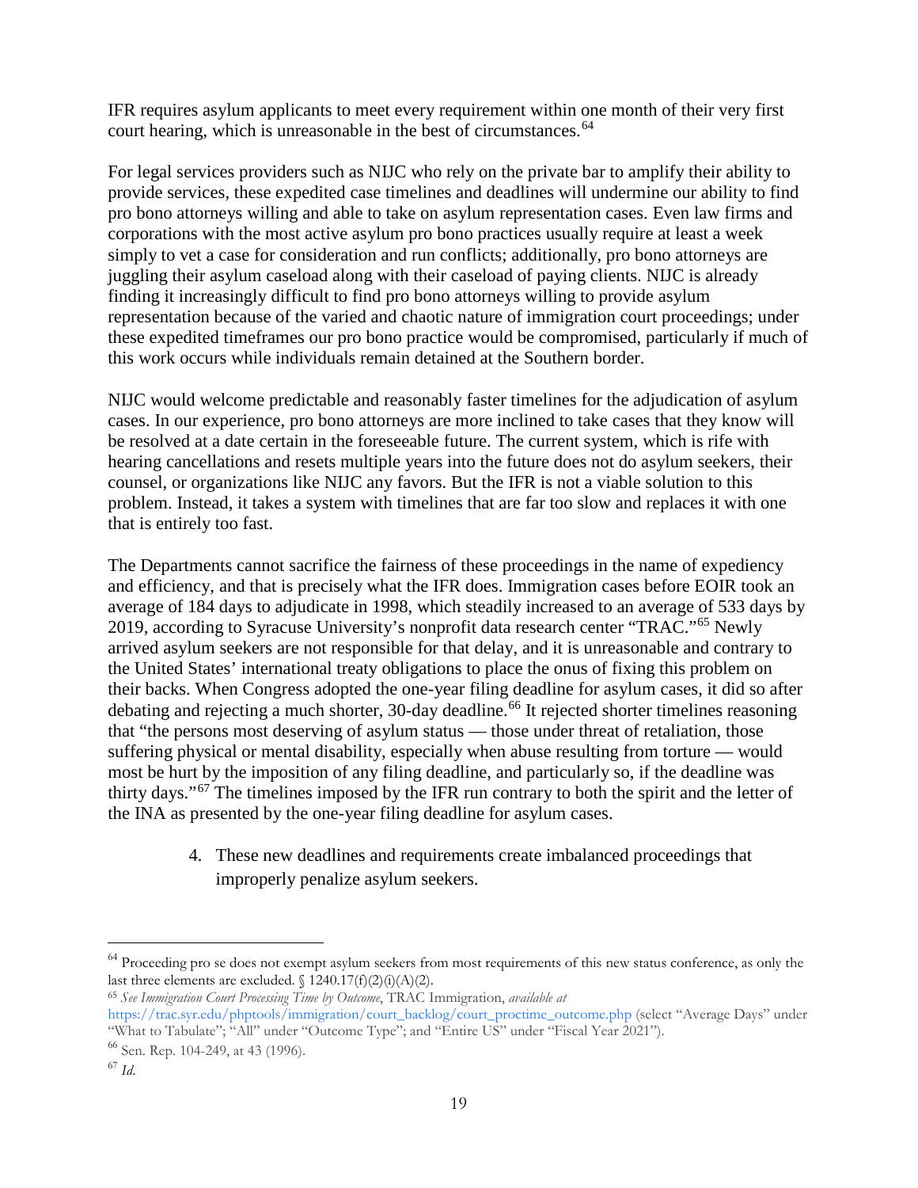IFR requires asylum applicants to meet every requirement within one month of their very first court hearing, which is unreasonable in the best of circumstances.[64]

For legal services providers such as NIJC who rely on the private bar to amplify their ability to provide services, these expedited case timelines and deadlines will undermine our ability to find pro bono attorneys willing and able to take on asylum representation cases. Even law firms and corporations with the most active asylum pro bono practices usually require at least a week simply to vet a case for consideration and run conflicts; additionally, pro bono attorneys are juggling their asylum caseload along with their caseload of paying clients. NIJC is already finding it increasingly difficult to find pro bono attorneys willing to provide asylum representation because of the varied and chaotic nature of immigration court proceedings; under these expedited timeframes our pro bono practice would be compromised, particularly if much of this work occurs while individuals remain detained at the Southern border.

NIJC would welcome predictable and reasonably faster timelines for the adjudication of asylum cases. In our experience, pro bono attorneys are more inclined to take cases that they know will be resolved at a date certain in the foreseeable future. The current system, which is rife with hearing cancellations and resets multiple years into the future does not do asylum seekers, their counsel, or organizations like NIJC any favors. But the IFR is not a viable solution to this problem. Instead, it takes a system with timelines that are far too slow and replaces it with one that is entirely too fast.

The Departments cannot sacrifice the fairness of these proceedings in the name of expediency and efficiency, and that is precisely what the IFR does. Immigration cases before EOIR took an average of 184 days to adjudicate in 1998, which steadily increased to an average of 533 days by 2019, according to Syracuse University's nonprofit data research center "TRAC."[65] Newly arrived asylum seekers are not responsible for that delay, and it is unreasonable and contrary to the United States' international treaty obligations to place the onus of fixing this problem on their backs. When Congress adopted the one-year filing deadline for asylum cases, it did so after debating and rejecting a much shorter, 30-day deadline.[66] It rejected shorter timelines reasoning that "the persons most deserving of asylum status — those under threat of retaliation, those suffering physical or mental disability, especially when abuse resulting from torture — would most be hurt by the imposition of any filing deadline, and particularly so, if the deadline was thirty days."[67] The timelines imposed by the IFR run contrary to both the spirit and the letter of the INA as presented by the one-year filing deadline for asylum cases.

4. These new deadlines and requirements create imbalanced proceedings that improperly penalize asylum seekers.

---

[64] Proceeding pro se does not exempt asylum seekers from most requirements of this new status conference, as only the last three elements are excluded. § 1240.17(f)(2)(i)(A)(2).

[65] *See Immigration Court Processing Time by Outcome*, TRAC Immigration, *available at* https://trac.syr.edu/phptools/immigration/court_backlog/court_proctime_outcome.php (select "Average Days" under "What to Tabulate"; "All" under "Outcome Type"; and "Entire US" under "Fiscal Year 2021").

[66] Sen. Rep. 104-249, at 43 (1996).

[67] *Id.*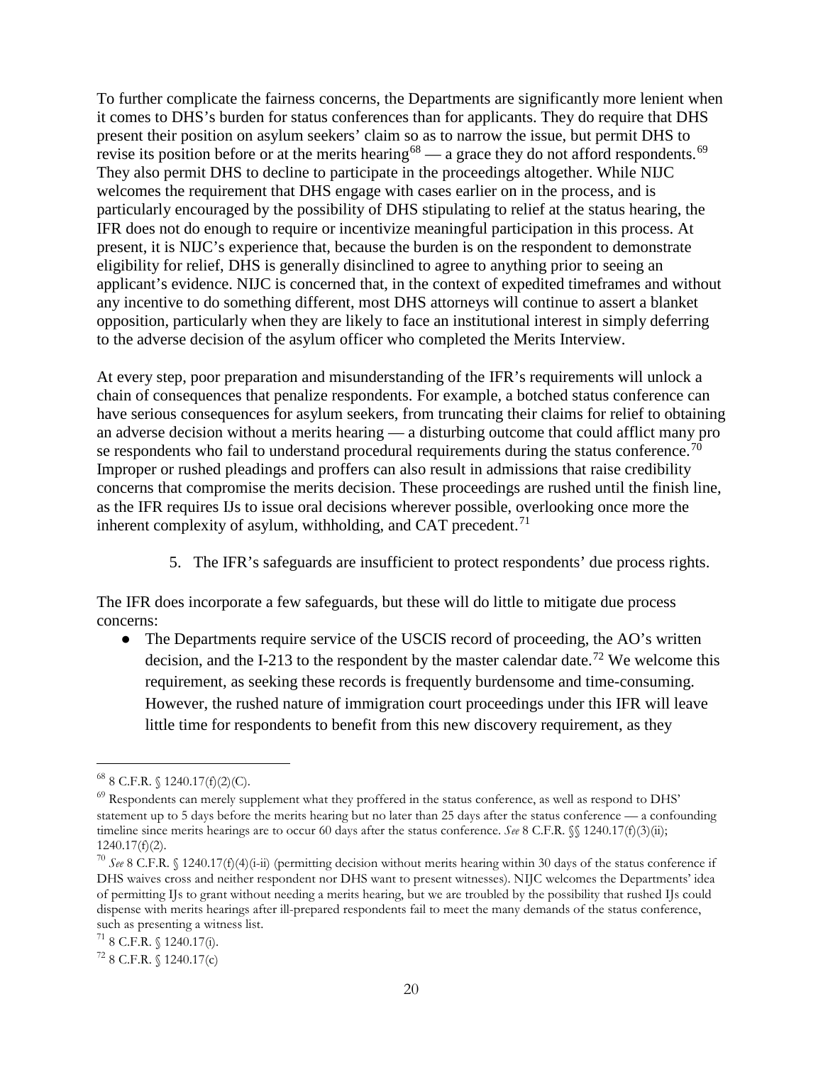To further complicate the fairness concerns, the Departments are significantly more lenient when it comes to DHS's burden for status conferences than for applicants. They do require that DHS present their position on asylum seekers' claim so as to narrow the issue, but permit DHS to revise its position before or at the merits hearing[68] — a grace they do not afford respondents.[69] They also permit DHS to decline to participate in the proceedings altogether. While NIJC welcomes the requirement that DHS engage with cases earlier on in the process, and is particularly encouraged by the possibility of DHS stipulating to relief at the status hearing, the IFR does not do enough to require or incentivize meaningful participation in this process. At present, it is NIJC's experience that, because the burden is on the respondent to demonstrate eligibility for relief, DHS is generally disinclined to agree to anything prior to seeing an applicant's evidence. NIJC is concerned that, in the context of expedited timeframes and without any incentive to do something different, most DHS attorneys will continue to assert a blanket opposition, particularly when they are likely to face an institutional interest in simply deferring to the adverse decision of the asylum officer who completed the Merits Interview.

At every step, poor preparation and misunderstanding of the IFR's requirements will unlock a chain of consequences that penalize respondents. For example, a botched status conference can have serious consequences for asylum seekers, from truncating their claims for relief to obtaining an adverse decision without a merits hearing — a disturbing outcome that could afflict many pro se respondents who fail to understand procedural requirements during the status conference.[70] Improper or rushed pleadings and proffers can also result in admissions that raise credibility concerns that compromise the merits decision. These proceedings are rushed until the finish line, as the IFR requires IJs to issue oral decisions wherever possible, overlooking once more the inherent complexity of asylum, withholding, and CAT precedent.[71]

5. The IFR's safeguards are insufficient to protect respondents' due process rights.

The IFR does incorporate a few safeguards, but these will do little to mitigate due process concerns:

- The Departments require service of the USCIS record of proceeding, the AO's written decision, and the I-213 to the respondent by the master calendar date.[72] We welcome this requirement, as seeking these records is frequently burdensome and time-consuming. However, the rushed nature of immigration court proceedings under this IFR will leave little time for respondents to benefit from this new discovery requirement, as they

---

[68] 8 C.F.R. § 1240.17(f)(2)(C).

[69] Respondents can merely supplement what they proffered in the status conference, as well as respond to DHS' statement up to 5 days before the merits hearing but no later than 25 days after the status conference — a confounding timeline since merits hearings are to occur 60 days after the status conference. *See* 8 C.F.R. §§ 1240.17(f)(3)(ii); 1240.17(f)(2).

[70] *See* 8 C.F.R. § 1240.17(f)(4)(i-ii) (permitting decision without merits hearing within 30 days of the status conference if DHS waives cross and neither respondent nor DHS want to present witnesses). NIJC welcomes the Departments' idea of permitting IJs to grant without needing a merits hearing, but we are troubled by the possibility that rushed IJs could dispense with merits hearings after ill-prepared respondents fail to meet the many demands of the status conference, such as presenting a witness list.

[71] 8 C.F.R. § 1240.17(i).

[72] 8 C.F.R. § 1240.17(c)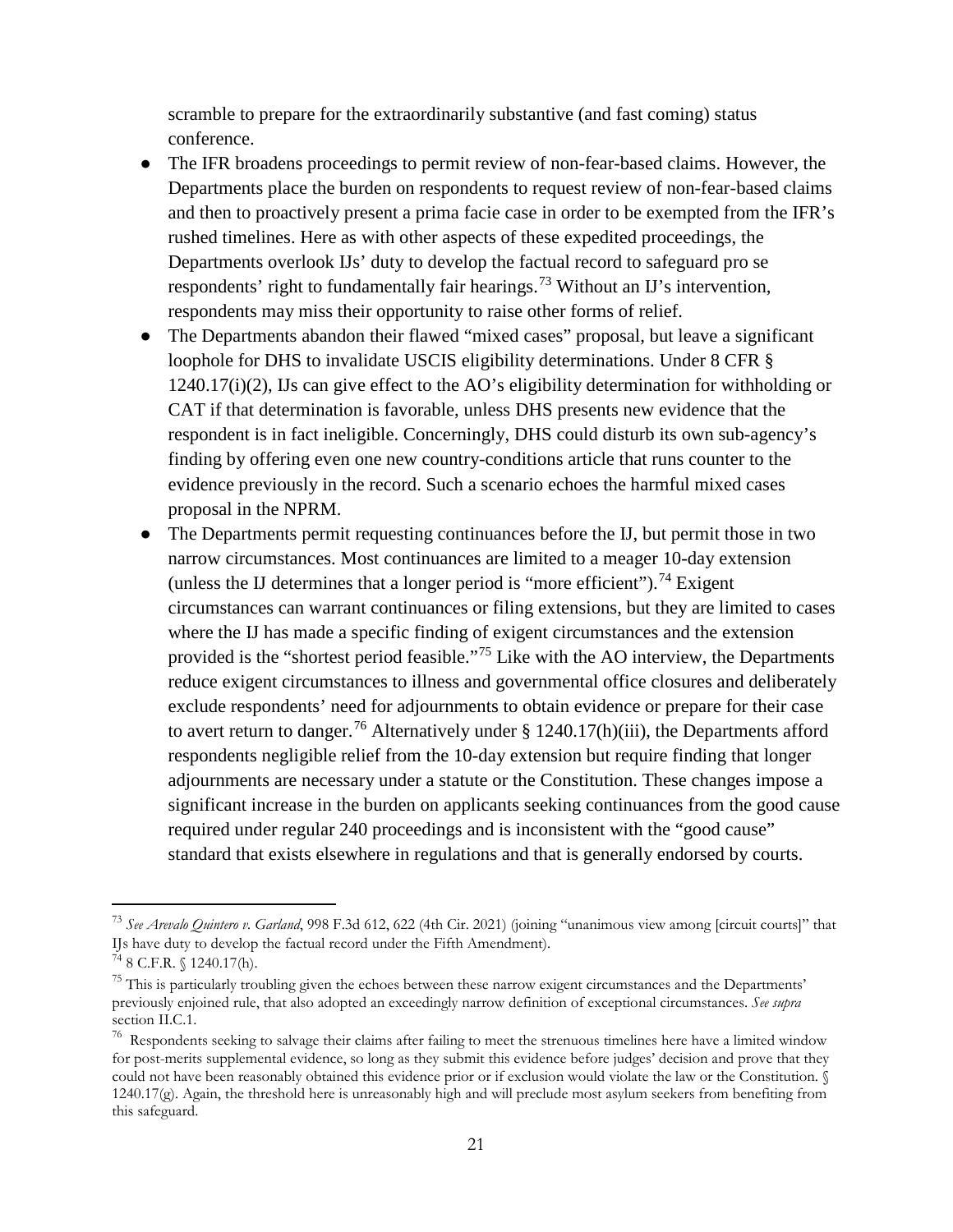scramble to prepare for the extraordinarily substantive (and fast coming) status conference.

- The IFR broadens proceedings to permit review of non-fear-based claims. However, the Departments place the burden on respondents to request review of non-fear-based claims and then to proactively present a prima facie case in order to be exempted from the IFR's rushed timelines. Here as with other aspects of these expedited proceedings, the Departments overlook IJs' duty to develop the factual record to safeguard pro se respondents' right to fundamentally fair hearings.[73] Without an IJ's intervention, respondents may miss their opportunity to raise other forms of relief.
- The Departments abandon their flawed "mixed cases" proposal, but leave a significant loophole for DHS to invalidate USCIS eligibility determinations. Under 8 CFR § 1240.17(i)(2), IJs can give effect to the AO's eligibility determination for withholding or CAT if that determination is favorable, unless DHS presents new evidence that the respondent is in fact ineligible. Concerningly, DHS could disturb its own sub-agency's finding by offering even one new country-conditions article that runs counter to the evidence previously in the record. Such a scenario echoes the harmful mixed cases proposal in the NPRM.
- The Departments permit requesting continuances before the IJ, but permit those in two narrow circumstances. Most continuances are limited to a meager 10-day extension (unless the IJ determines that a longer period is "more efficient").[74] Exigent circumstances can warrant continuances or filing extensions, but they are limited to cases where the IJ has made a specific finding of exigent circumstances and the extension provided is the "shortest period feasible."[75] Like with the AO interview, the Departments reduce exigent circumstances to illness and governmental office closures and deliberately exclude respondents' need for adjournments to obtain evidence or prepare for their case to avert return to danger.[76] Alternatively under § 1240.17(h)(iii), the Departments afford respondents negligible relief from the 10-day extension but require finding that longer adjournments are necessary under a statute or the Constitution. These changes impose a significant increase in the burden on applicants seeking continuances from the good cause required under regular 240 proceedings and is inconsistent with the "good cause" standard that exists elsewhere in regulations and that is generally endorsed by courts.

---

[73] *See Arevalo Quintero v. Garland*, 998 F.3d 612, 622 (4th Cir. 2021) (joining "unanimous view among [circuit courts]" that IJs have duty to develop the factual record under the Fifth Amendment).

[74] 8 C.F.R. § 1240.17(h).

[75] This is particularly troubling given the echoes between these narrow exigent circumstances and the Departments' previously enjoined rule, that also adopted an exceedingly narrow definition of exceptional circumstances. *See supra* section II.C.1.

[76] Respondents seeking to salvage their claims after failing to meet the strenuous timelines here have a limited window for post-merits supplemental evidence, so long as they submit this evidence before judges' decision and prove that they could not have been reasonably obtained this evidence prior or if exclusion would violate the law or the Constitution. § 1240.17(g). Again, the threshold here is unreasonably high and will preclude most asylum seekers from benefiting from this safeguard.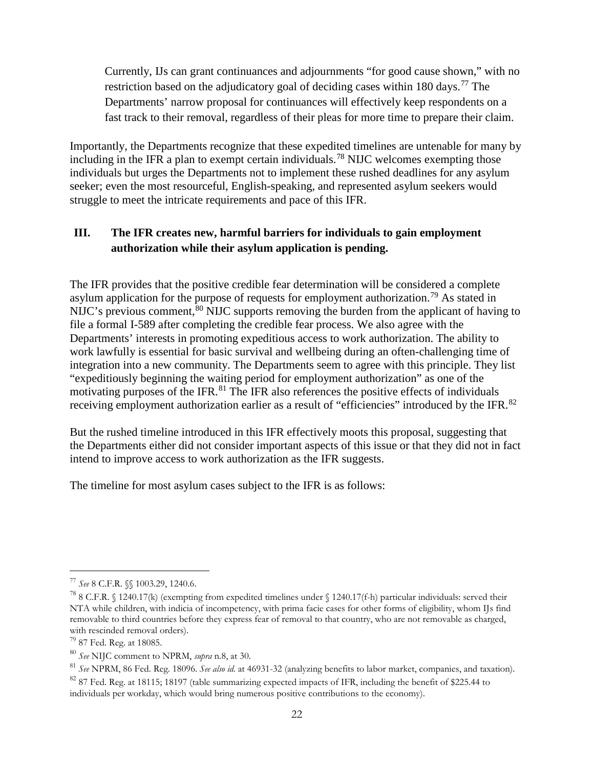> Currently, IJs can grant continuances and adjournments "for good cause shown," with no restriction based on the adjudicatory goal of deciding cases within 180 days.[77] The Departments' narrow proposal for continuances will effectively keep respondents on a fast track to their removal, regardless of their pleas for more time to prepare their claim.

Importantly, the Departments recognize that these expedited timelines are untenable for many by including in the IFR a plan to exempt certain individuals.[78] NIJC welcomes exempting those individuals but urges the Departments not to implement these rushed deadlines for any asylum seeker; even the most resourceful, English-speaking, and represented asylum seekers would struggle to meet the intricate requirements and pace of this IFR.

## III. The IFR creates new, harmful barriers for individuals to gain employment authorization while their asylum application is pending.

The IFR provides that the positive credible fear determination will be considered a complete asylum application for the purpose of requests for employment authorization.[79] As stated in NIJC's previous comment,[80] NIJC supports removing the burden from the applicant of having to file a formal I-589 after completing the credible fear process. We also agree with the Departments' interests in promoting expeditious access to work authorization. The ability to work lawfully is essential for basic survival and wellbeing during an often-challenging time of integration into a new community. The Departments seem to agree with this principle. They list "expeditiously beginning the waiting period for employment authorization" as one of the motivating purposes of the IFR.[81] The IFR also references the positive effects of individuals receiving employment authorization earlier as a result of "efficiencies" introduced by the IFR.[82]

But the rushed timeline introduced in this IFR effectively moots this proposal, suggesting that the Departments either did not consider important aspects of this issue or that they did not in fact intend to improve access to work authorization as the IFR suggests.

The timeline for most asylum cases subject to the IFR is as follows:

---

[77] *See* 8 C.F.R. §§ 1003.29, 1240.6.

[78] 8 C.F.R. § 1240.17(k) (exempting from expedited timelines under § 1240.17(f-h) particular individuals: served their NTA while children, with indicia of incompetency, with prima facie cases for other forms of eligibility, whom IJs find removable to third countries before they express fear of removal to that country, who are not removable as charged, with rescinded removal orders).

[79] 87 Fed. Reg. at 18085.

[80] *See* NIJC comment to NPRM, *supra* n.8, at 30.

[81] *See* NPRM, 86 Fed. Reg. 18096. *See also id.* at 46931-32 (analyzing benefits to labor market, companies, and taxation).

[82] 87 Fed. Reg. at 18115; 18197 (table summarizing expected impacts of IFR, including the benefit of $225.44 to individuals per workday, which would bring numerous positive contributions to the economy).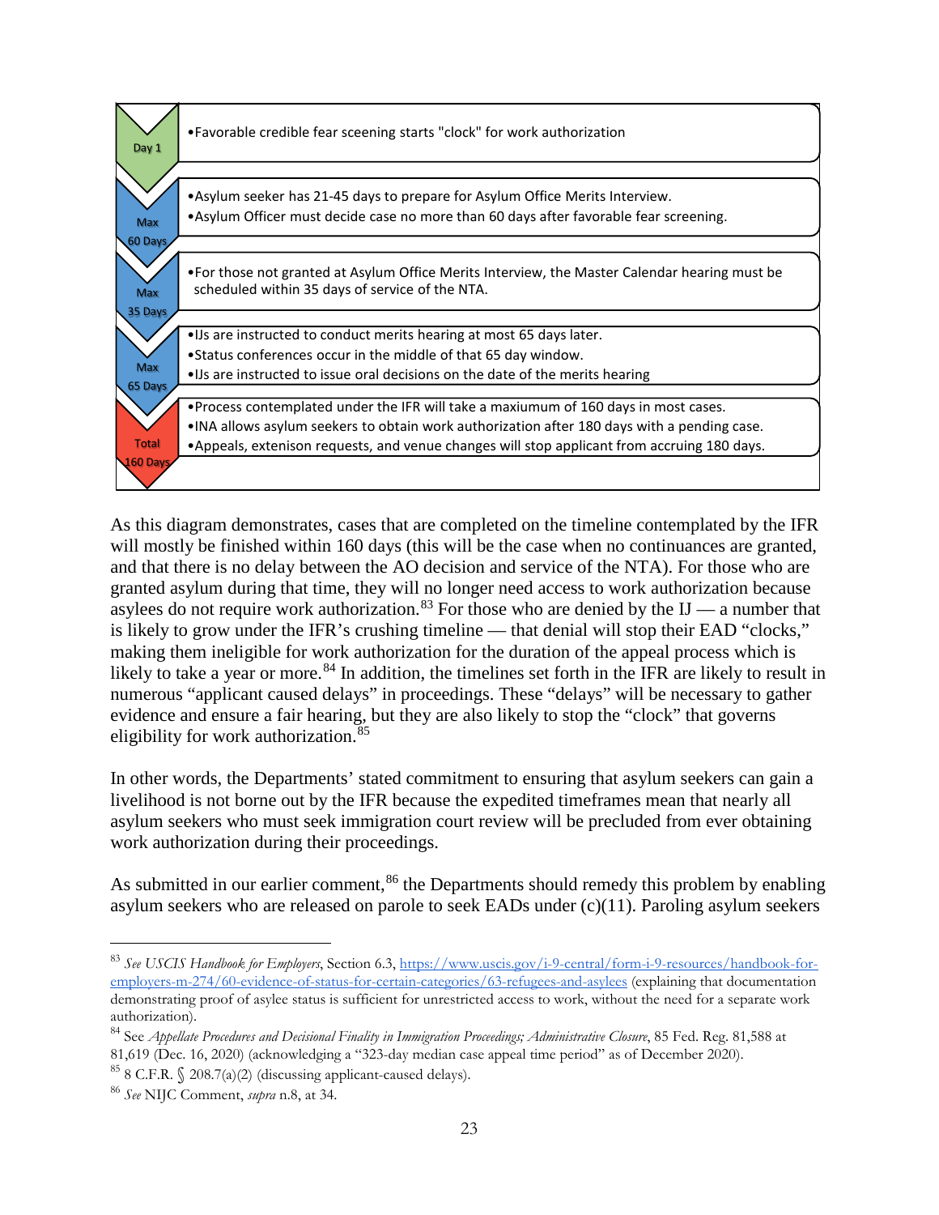| | |
|---|---|
| Day 1 | • Favorable credible fear sceening starts "clock" for work authorization |
| Max 60 Days | • Asylum seeker has 21-45 days to prepare for Asylum Office Merits Interview.<br>• Asylum Officer must decide case no more than 60 days after favorable fear screening. |
| Max 35 Days | • For those not granted at Asylum Office Merits Interview, the Master Calendar hearing must be scheduled within 35 days of service of the NTA. |
| Max 65 Days | • IJs are instructed to conduct merits hearing at most 65 days later.<br>• Status conferences occur in the middle of that 65 day window.<br>• IJs are instructed to issue oral decisions on the date of the merits hearing |
| Total 160 Days | • Process contemplated under the IFR will take a maxiumum of 160 days in most cases.<br>• INA allows asylum seekers to obtain work authorization after 180 days with a pending case.<br>• Appeals, extenison requests, and venue changes will stop applicant from accruing 180 days. |

As this diagram demonstrates, cases that are completed on the timeline contemplated by the IFR will mostly be finished within 160 days (this will be the case when no continuances are granted, and that there is no delay between the AO decision and service of the NTA). For those who are granted asylum during that time, they will no longer need access to work authorization because asylees do not require work authorization.[83] For those who are denied by the IJ — a number that is likely to grow under the IFR's crushing timeline — that denial will stop their EAD "clocks," making them ineligible for work authorization for the duration of the appeal process which is likely to take a year or more.[84] In addition, the timelines set forth in the IFR are likely to result in numerous "applicant caused delays" in proceedings. These "delays" will be necessary to gather evidence and ensure a fair hearing, but they are also likely to stop the "clock" that governs eligibility for work authorization.[85]

In other words, the Departments' stated commitment to ensuring that asylum seekers can gain a livelihood is not borne out by the IFR because the expedited timeframes mean that nearly all asylum seekers who must seek immigration court review will be precluded from ever obtaining work authorization during their proceedings.

As submitted in our earlier comment,[86] the Departments should remedy this problem by enabling asylum seekers who are released on parole to seek EADs under (c)(11). Paroling asylum seekers

---

[83] *See USCIS Handbook for Employers*, Section 6.3, https://www.uscis.gov/i-9-central/form-i-9-resources/handbook-for-employers-m-274/60-evidence-of-status-for-certain-categories/63-refugees-and-asylees (explaining that documentation demonstrating proof of asylee status is sufficient for unrestricted access to work, without the need for a separate work authorization).

[84] See *Appellate Procedures and Decisional Finality in Immigration Proceedings; Administrative Closure*, 85 Fed. Reg. 81,588 at 81,619 (Dec. 16, 2020) (acknowledging a "323-day median case appeal time period" as of December 2020).

[85] 8 C.F.R. § 208.7(a)(2) (discussing applicant-caused delays).

[86] *See* NIJC Comment, *supra* n.8, at 34.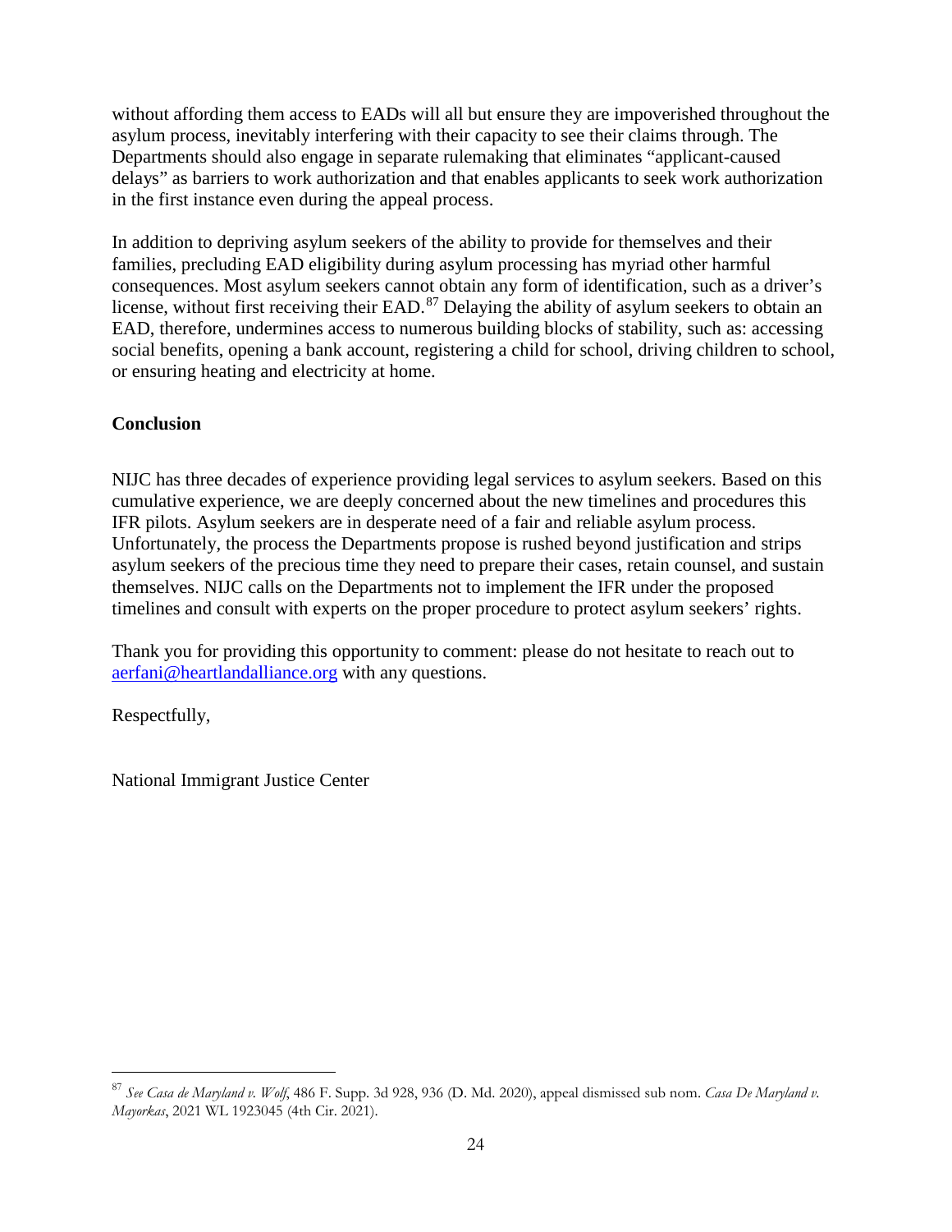without affording them access to EADs will all but ensure they are impoverished throughout the asylum process, inevitably interfering with their capacity to see their claims through. The Departments should also engage in separate rulemaking that eliminates "applicant-caused delays" as barriers to work authorization and that enables applicants to seek work authorization in the first instance even during the appeal process.

In addition to depriving asylum seekers of the ability to provide for themselves and their families, precluding EAD eligibility during asylum processing has myriad other harmful consequences. Most asylum seekers cannot obtain any form of identification, such as a driver's license, without first receiving their EAD.[87] Delaying the ability of asylum seekers to obtain an EAD, therefore, undermines access to numerous building blocks of stability, such as: accessing social benefits, opening a bank account, registering a child for school, driving children to school, or ensuring heating and electricity at home.

**Conclusion**

NIJC has three decades of experience providing legal services to asylum seekers. Based on this cumulative experience, we are deeply concerned about the new timelines and procedures this IFR pilots. Asylum seekers are in desperate need of a fair and reliable asylum process. Unfortunately, the process the Departments propose is rushed beyond justification and strips asylum seekers of the precious time they need to prepare their cases, retain counsel, and sustain themselves. NIJC calls on the Departments not to implement the IFR under the proposed timelines and consult with experts on the proper procedure to protect asylum seekers' rights.

Thank you for providing this opportunity to comment: please do not hesitate to reach out to [aerfani@heartlandalliance.org](mailto:aerfani@heartlandalliance.org) with any questions.

Respectfully,

National Immigrant Justice Center

---

[87] *See Casa de Maryland v. Wolf*, 486 F. Supp. 3d 928, 936 (D. Md. 2020), appeal dismissed sub nom. *Casa De Maryland v. Mayorkas*, 2021 WL 1923045 (4th Cir. 2021).